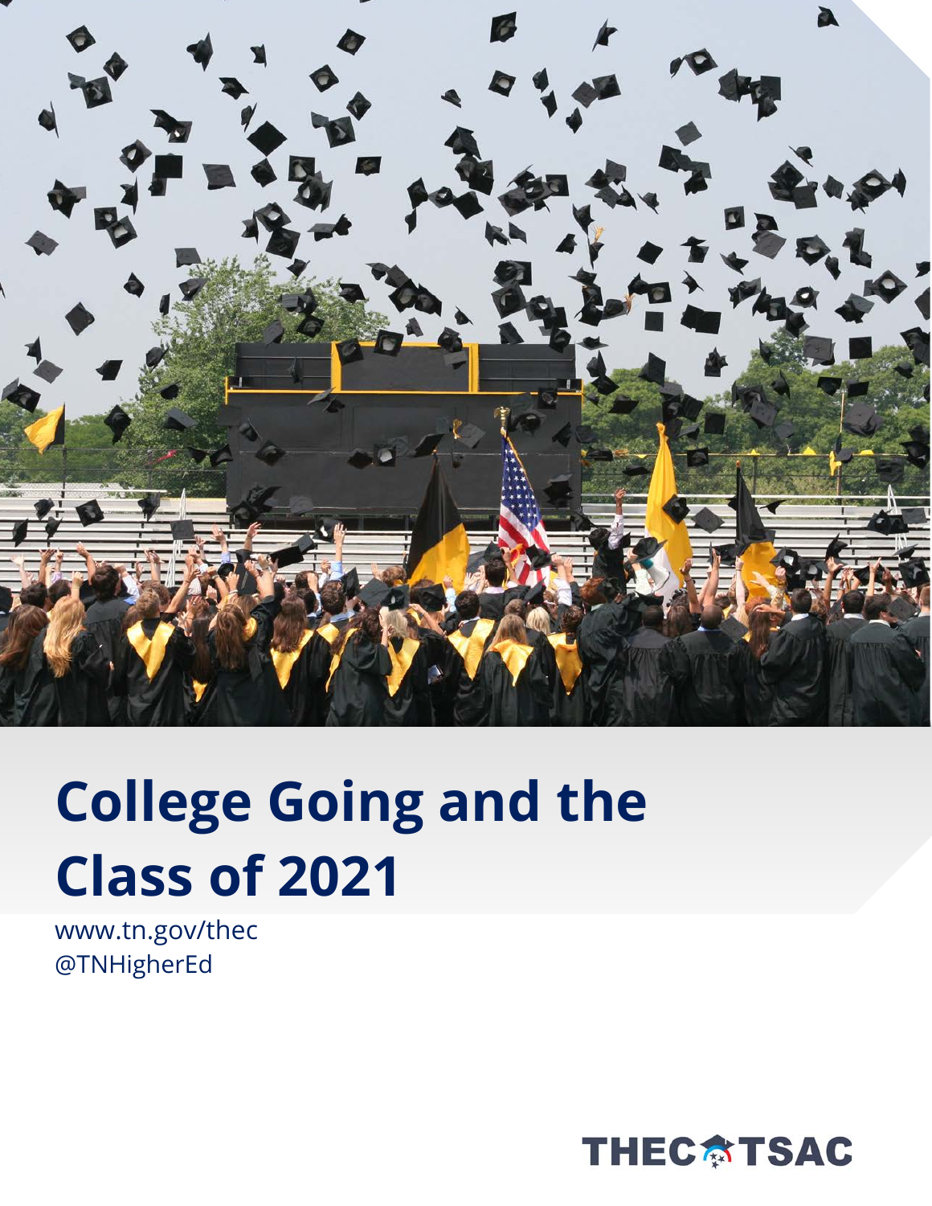# College Going and the Class of 2021

www.tn.gov/thec
@TNHigherEd

THEC TSAC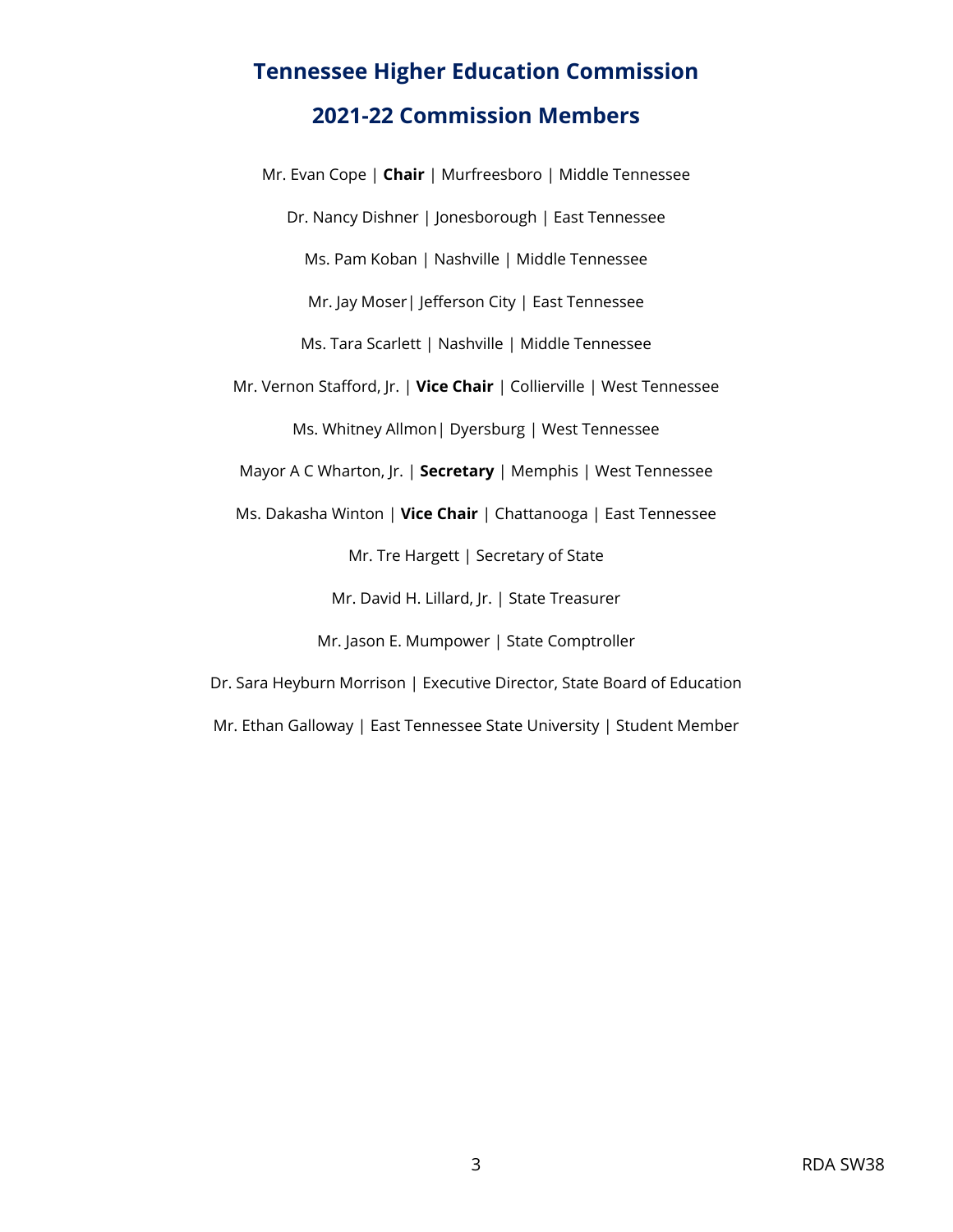# Tennessee Higher Education Commission

## 2021-22 Commission Members

Mr. Evan Cope | **Chair** | Murfreesboro | Middle Tennessee

Dr. Nancy Dishner | Jonesborough | East Tennessee

Ms. Pam Koban | Nashville | Middle Tennessee

Mr. Jay Moser| Jefferson City | East Tennessee

Ms. Tara Scarlett | Nashville | Middle Tennessee

Mr. Vernon Stafford, Jr. | **Vice Chair** | Collierville | West Tennessee

Ms. Whitney Allmon| Dyersburg | West Tennessee

Mayor A C Wharton, Jr. | **Secretary** | Memphis | West Tennessee

Ms. Dakasha Winton | **Vice Chair** | Chattanooga | East Tennessee

Mr. Tre Hargett | Secretary of State

Mr. David H. Lillard, Jr. | State Treasurer

Mr. Jason E. Mumpower | State Comptroller

Dr. Sara Heyburn Morrison | Executive Director, State Board of Education

Mr. Ethan Galloway | East Tennessee State University | Student Member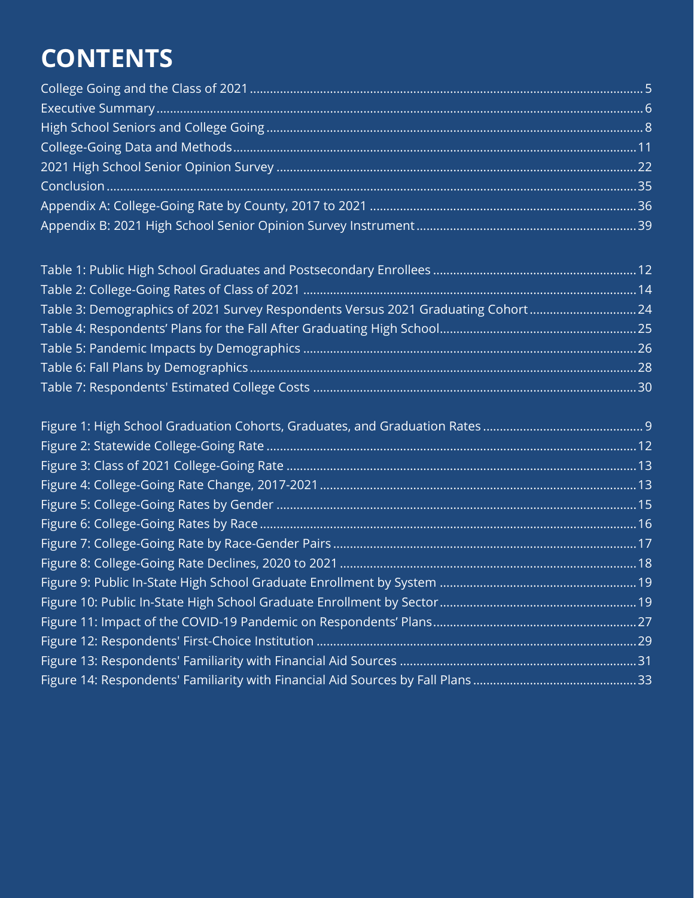# CONTENTS

College Going and the Class of 2021 ........ 5
Executive Summary ........ 6
High School Seniors and College Going ........ 8
College-Going Data and Methods ........ 11
2021 High School Senior Opinion Survey ........ 22
Conclusion ........ 35
Appendix A: College-Going Rate by County, 2017 to 2021 ........ 36
Appendix B: 2021 High School Senior Opinion Survey Instrument ........ 39

Table 1: Public High School Graduates and Postsecondary Enrollees ........ 12
Table 2: College-Going Rates of Class of 2021 ........ 14
Table 3: Demographics of 2021 Survey Respondents Versus 2021 Graduating Cohort ........ 24
Table 4: Respondents' Plans for the Fall After Graduating High School ........ 25
Table 5: Pandemic Impacts by Demographics ........ 26
Table 6: Fall Plans by Demographics ........ 28
Table 7: Respondents' Estimated College Costs ........ 30

Figure 1: High School Graduation Cohorts, Graduates, and Graduation Rates ........ 9
Figure 2: Statewide College-Going Rate ........ 12
Figure 3: Class of 2021 College-Going Rate ........ 13
Figure 4: College-Going Rate Change, 2017-2021 ........ 13
Figure 5: College-Going Rates by Gender ........ 15
Figure 6: College-Going Rates by Race ........ 16
Figure 7: College-Going Rate by Race-Gender Pairs ........ 17
Figure 8: College-Going Rate Declines, 2020 to 2021 ........ 18
Figure 9: Public In-State High School Graduate Enrollment by System ........ 19
Figure 10: Public In-State High School Graduate Enrollment by Sector ........ 19
Figure 11: Impact of the COVID-19 Pandemic on Respondents' Plans ........ 27
Figure 12: Respondents' First-Choice Institution ........ 29
Figure 13: Respondents' Familiarity with Financial Aid Sources ........ 31
Figure 14: Respondents' Familiarity with Financial Aid Sources by Fall Plans ........ 33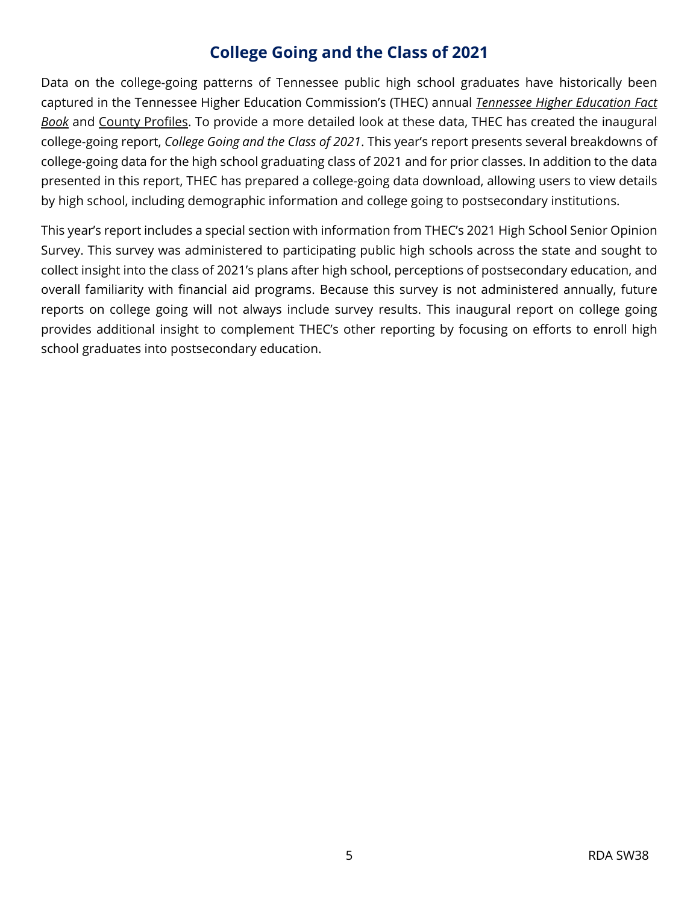# College Going and the Class of 2021

Data on the college-going patterns of Tennessee public high school graduates have historically been captured in the Tennessee Higher Education Commission's (THEC) annual *Tennessee Higher Education Fact Book* and County Profiles. To provide a more detailed look at these data, THEC has created the inaugural college-going report, *College Going and the Class of 2021*. This year's report presents several breakdowns of college-going data for the high school graduating class of 2021 and for prior classes. In addition to the data presented in this report, THEC has prepared a college-going data download, allowing users to view details by high school, including demographic information and college going to postsecondary institutions.

This year's report includes a special section with information from THEC's 2021 High School Senior Opinion Survey. This survey was administered to participating public high schools across the state and sought to collect insight into the class of 2021's plans after high school, perceptions of postsecondary education, and overall familiarity with financial aid programs. Because this survey is not administered annually, future reports on college going will not always include survey results. This inaugural report on college going provides additional insight to complement THEC's other reporting by focusing on efforts to enroll high school graduates into postsecondary education.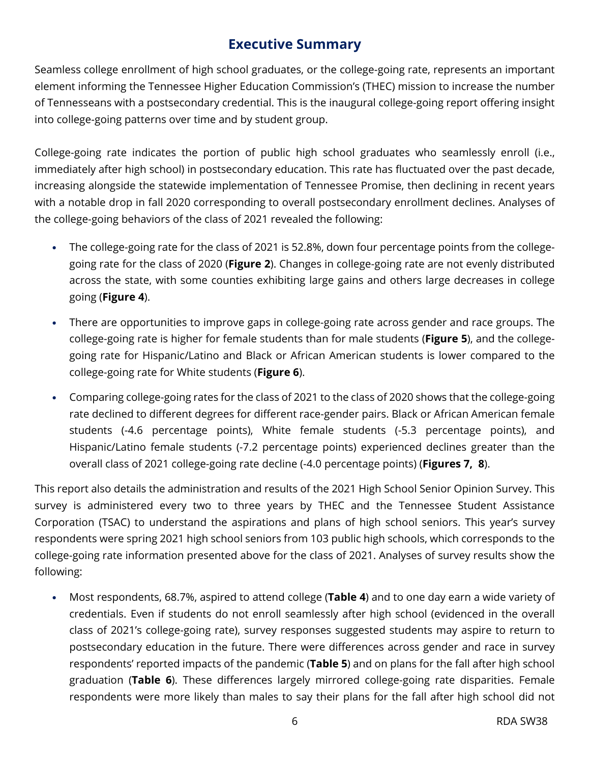## Executive Summary

Seamless college enrollment of high school graduates, or the college-going rate, represents an important element informing the Tennessee Higher Education Commission's (THEC) mission to increase the number of Tennesseans with a postsecondary credential. This is the inaugural college-going report offering insight into college-going patterns over time and by student group.

College-going rate indicates the portion of public high school graduates who seamlessly enroll (i.e., immediately after high school) in postsecondary education. This rate has fluctuated over the past decade, increasing alongside the statewide implementation of Tennessee Promise, then declining in recent years with a notable drop in fall 2020 corresponding to overall postsecondary enrollment declines. Analyses of the college-going behaviors of the class of 2021 revealed the following:

- The college-going rate for the class of 2021 is 52.8%, down four percentage points from the college-going rate for the class of 2020 (**Figure 2**). Changes in college-going rate are not evenly distributed across the state, with some counties exhibiting large gains and others large decreases in college going (**Figure 4**).
- There are opportunities to improve gaps in college-going rate across gender and race groups. The college-going rate is higher for female students than for male students (**Figure 5**), and the college-going rate for Hispanic/Latino and Black or African American students is lower compared to the college-going rate for White students (**Figure 6**).
- Comparing college-going rates for the class of 2021 to the class of 2020 shows that the college-going rate declined to different degrees for different race-gender pairs. Black or African American female students (-4.6 percentage points), White female students (-5.3 percentage points), and Hispanic/Latino female students (-7.2 percentage points) experienced declines greater than the overall class of 2021 college-going rate decline (-4.0 percentage points) (**Figures 7, 8**).

This report also details the administration and results of the 2021 High School Senior Opinion Survey. This survey is administered every two to three years by THEC and the Tennessee Student Assistance Corporation (TSAC) to understand the aspirations and plans of high school seniors. This year's survey respondents were spring 2021 high school seniors from 103 public high schools, which corresponds to the college-going rate information presented above for the class of 2021. Analyses of survey results show the following:

- Most respondents, 68.7%, aspired to attend college (**Table 4**) and to one day earn a wide variety of credentials. Even if students do not enroll seamlessly after high school (evidenced in the overall class of 2021's college-going rate), survey responses suggested students may aspire to return to postsecondary education in the future. There were differences across gender and race in survey respondents' reported impacts of the pandemic (**Table 5**) and on plans for the fall after high school graduation (**Table 6**). These differences largely mirrored college-going rate disparities. Female respondents were more likely than males to say their plans for the fall after high school did not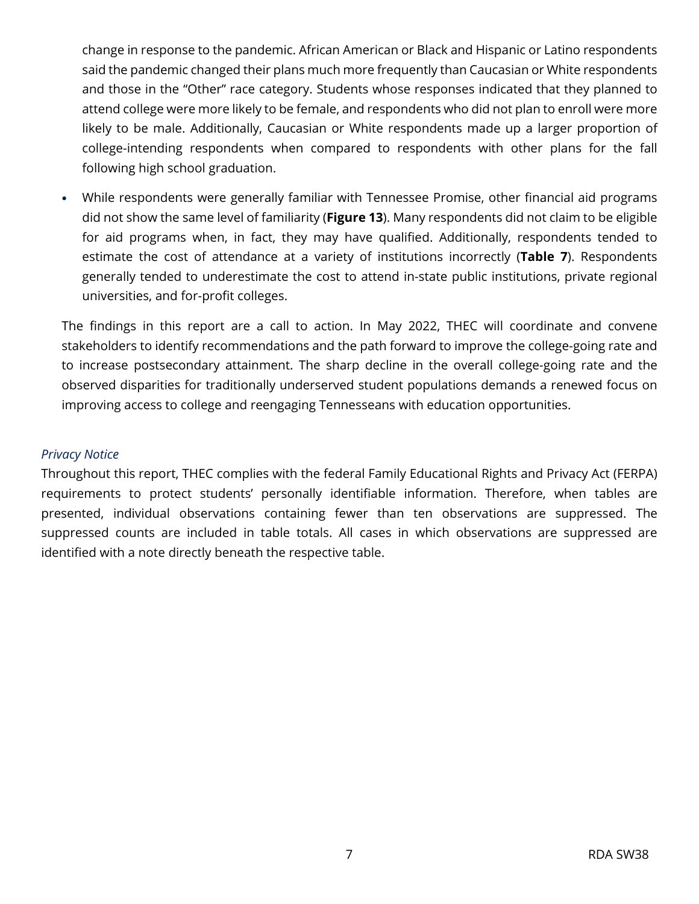change in response to the pandemic. African American or Black and Hispanic or Latino respondents said the pandemic changed their plans much more frequently than Caucasian or White respondents and those in the "Other" race category. Students whose responses indicated that they planned to attend college were more likely to be female, and respondents who did not plan to enroll were more likely to be male. Additionally, Caucasian or White respondents made up a larger proportion of college-intending respondents when compared to respondents with other plans for the fall following high school graduation.

- While respondents were generally familiar with Tennessee Promise, other financial aid programs did not show the same level of familiarity (**Figure 13**). Many respondents did not claim to be eligible for aid programs when, in fact, they may have qualified. Additionally, respondents tended to estimate the cost of attendance at a variety of institutions incorrectly (**Table 7**). Respondents generally tended to underestimate the cost to attend in-state public institutions, private regional universities, and for-profit colleges.

The findings in this report are a call to action. In May 2022, THEC will coordinate and convene stakeholders to identify recommendations and the path forward to improve the college-going rate and to increase postsecondary attainment. The sharp decline in the overall college-going rate and the observed disparities for traditionally underserved student populations demands a renewed focus on improving access to college and reengaging Tennesseans with education opportunities.

*Privacy Notice*

Throughout this report, THEC complies with the federal Family Educational Rights and Privacy Act (FERPA) requirements to protect students' personally identifiable information. Therefore, when tables are presented, individual observations containing fewer than ten observations are suppressed. The suppressed counts are included in table totals. All cases in which observations are suppressed are identified with a note directly beneath the respective table.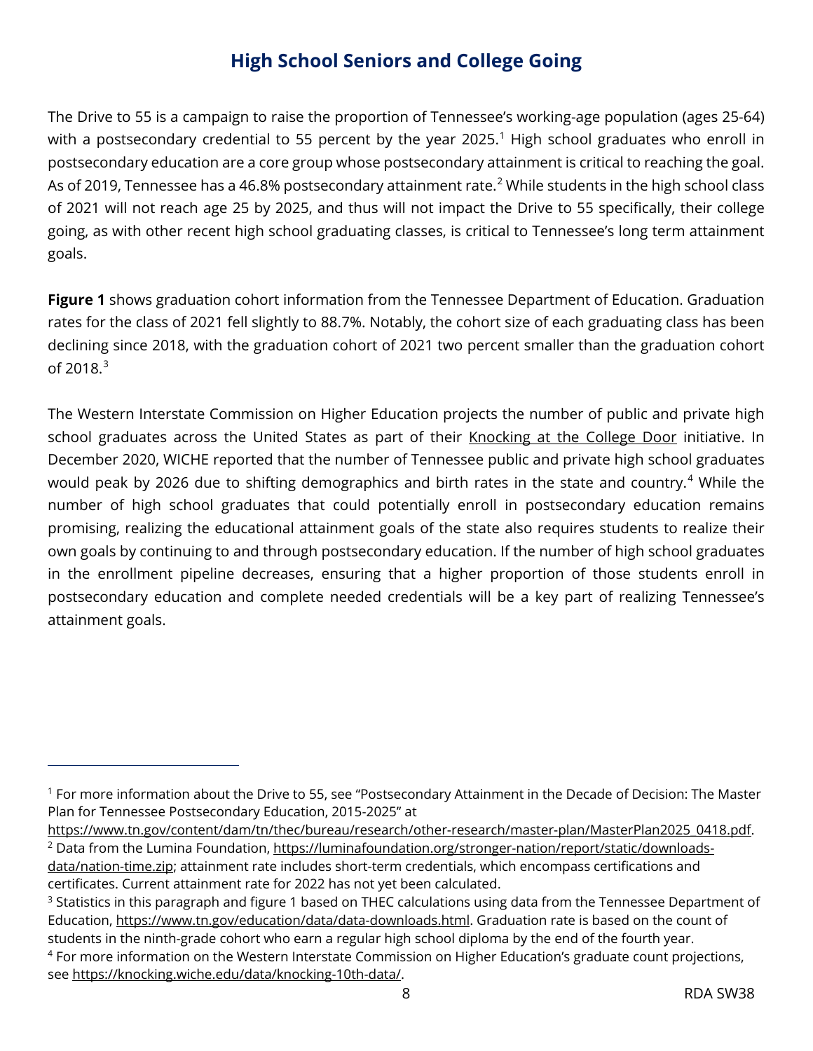## High School Seniors and College Going

The Drive to 55 is a campaign to raise the proportion of Tennessee's working-age population (ages 25-64) with a postsecondary credential to 55 percent by the year 2025.[1] High school graduates who enroll in postsecondary education are a core group whose postsecondary attainment is critical to reaching the goal. As of 2019, Tennessee has a 46.8% postsecondary attainment rate.[2] While students in the high school class of 2021 will not reach age 25 by 2025, and thus will not impact the Drive to 55 specifically, their college going, as with other recent high school graduating classes, is critical to Tennessee's long term attainment goals.

**Figure 1** shows graduation cohort information from the Tennessee Department of Education. Graduation rates for the class of 2021 fell slightly to 88.7%. Notably, the cohort size of each graduating class has been declining since 2018, with the graduation cohort of 2021 two percent smaller than the graduation cohort of 2018.[3]

The Western Interstate Commission on Higher Education projects the number of public and private high school graduates across the United States as part of their Knocking at the College Door initiative. In December 2020, WICHE reported that the number of Tennessee public and private high school graduates would peak by 2026 due to shifting demographics and birth rates in the state and country.[4] While the number of high school graduates that could potentially enroll in postsecondary education remains promising, realizing the educational attainment goals of the state also requires students to realize their own goals by continuing to and through postsecondary education. If the number of high school graduates in the enrollment pipeline decreases, ensuring that a higher proportion of those students enroll in postsecondary education and complete needed credentials will be a key part of realizing Tennessee's attainment goals.

---

[1] For more information about the Drive to 55, see "Postsecondary Attainment in the Decade of Decision: The Master Plan for Tennessee Postsecondary Education, 2015-2025" at https://www.tn.gov/content/dam/tn/thec/bureau/research/other-research/master-plan/MasterPlan2025_0418.pdf.

[2] Data from the Lumina Foundation, https://luminafoundation.org/stronger-nation/report/static/downloads-data/nation-time.zip; attainment rate includes short-term credentials, which encompass certifications and certificates. Current attainment rate for 2022 has not yet been calculated.

[3] Statistics in this paragraph and figure 1 based on THEC calculations using data from the Tennessee Department of Education, https://www.tn.gov/education/data/data-downloads.html. Graduation rate is based on the count of students in the ninth-grade cohort who earn a regular high school diploma by the end of the fourth year.

[4] For more information on the Western Interstate Commission on Higher Education's graduate count projections, see https://knocking.wiche.edu/data/knocking-10th-data/.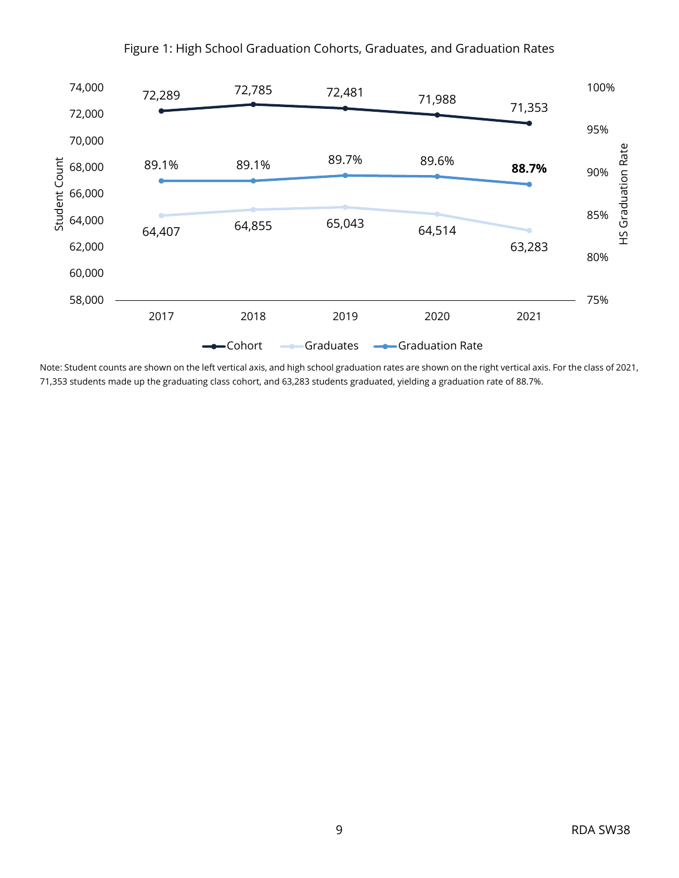Figure 1: High School Graduation Cohorts, Graduates, and Graduation Rates

| Year | Cohort | Graduates | Graduation Rate |
|---|---|---|---|
| 2017 | 72,289 | 64,407 | 89.1% |
| 2018 | 72,785 | 64,855 | 89.1% |
| 2019 | 72,481 | 65,043 | 89.7% |
| 2020 | 71,988 | 64,514 | 89.6% |
| 2021 | 71,353 | 63,283 | **88.7%** |

Note: Student counts are shown on the left vertical axis, and high school graduation rates are shown on the right vertical axis. For the class of 2021, 71,353 students made up the graduating class cohort, and 63,283 students graduated, yielding a graduation rate of 88.7%.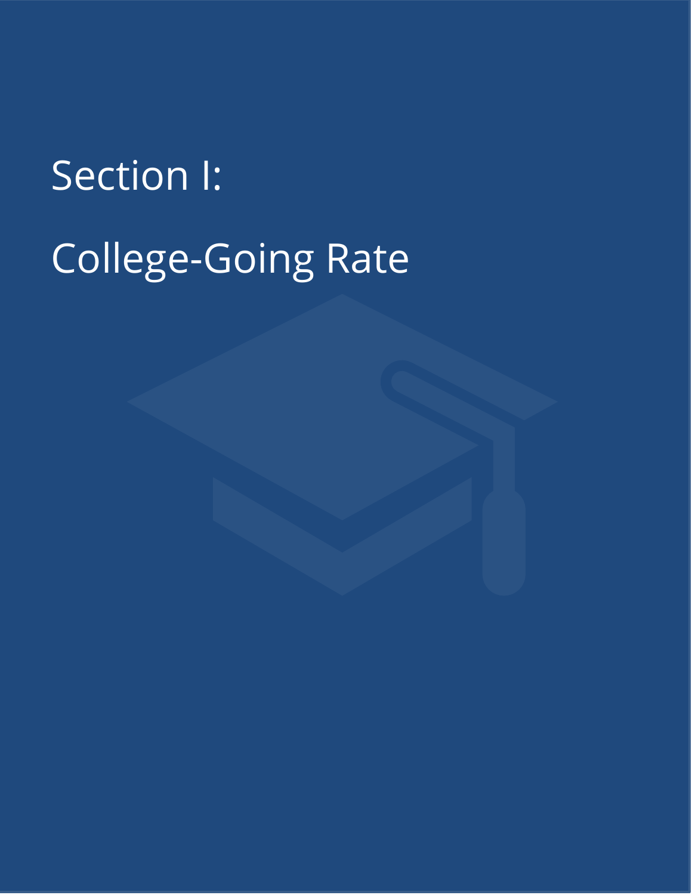# Section I:

# College-Going Rate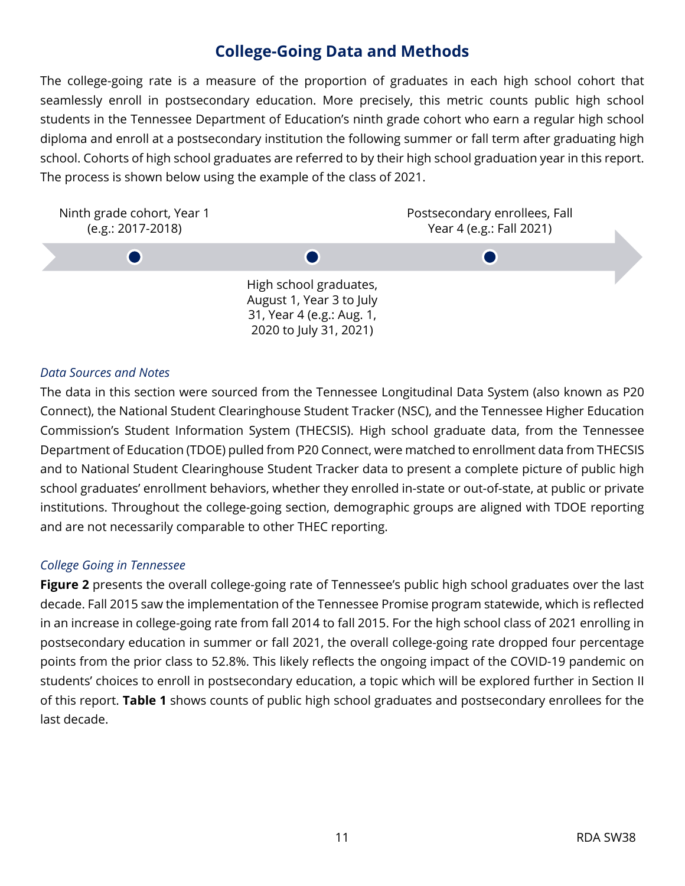## College-Going Data and Methods

The college-going rate is a measure of the proportion of graduates in each high school cohort that seamlessly enroll in postsecondary education. More precisely, this metric counts public high school students in the Tennessee Department of Education's ninth grade cohort who earn a regular high school diploma and enroll at a postsecondary institution the following summer or fall term after graduating high school. Cohorts of high school graduates are referred to by their high school graduation year in this report. The process is shown below using the example of the class of 2021.

Ninth grade cohort, Year 1 (e.g.: 2017-2018)

High school graduates, August 1, Year 3 to July 31, Year 4 (e.g.: Aug. 1, 2020 to July 31, 2021)

Postsecondary enrollees, Fall Year 4 (e.g.: Fall 2021)

*Data Sources and Notes*

The data in this section were sourced from the Tennessee Longitudinal Data System (also known as P20 Connect), the National Student Clearinghouse Student Tracker (NSC), and the Tennessee Higher Education Commission's Student Information System (THECSIS). High school graduate data, from the Tennessee Department of Education (TDOE) pulled from P20 Connect, were matched to enrollment data from THECSIS and to National Student Clearinghouse Student Tracker data to present a complete picture of public high school graduates' enrollment behaviors, whether they enrolled in-state or out-of-state, at public or private institutions. Throughout the college-going section, demographic groups are aligned with TDOE reporting and are not necessarily comparable to other THEC reporting.

*College Going in Tennessee*

**Figure 2** presents the overall college-going rate of Tennessee's public high school graduates over the last decade. Fall 2015 saw the implementation of the Tennessee Promise program statewide, which is reflected in an increase in college-going rate from fall 2014 to fall 2015. For the high school class of 2021 enrolling in postsecondary education in summer or fall 2021, the overall college-going rate dropped four percentage points from the prior class to 52.8%. This likely reflects the ongoing impact of the COVID-19 pandemic on students' choices to enroll in postsecondary education, a topic which will be explored further in Section II of this report. **Table 1** shows counts of public high school graduates and postsecondary enrollees for the last decade.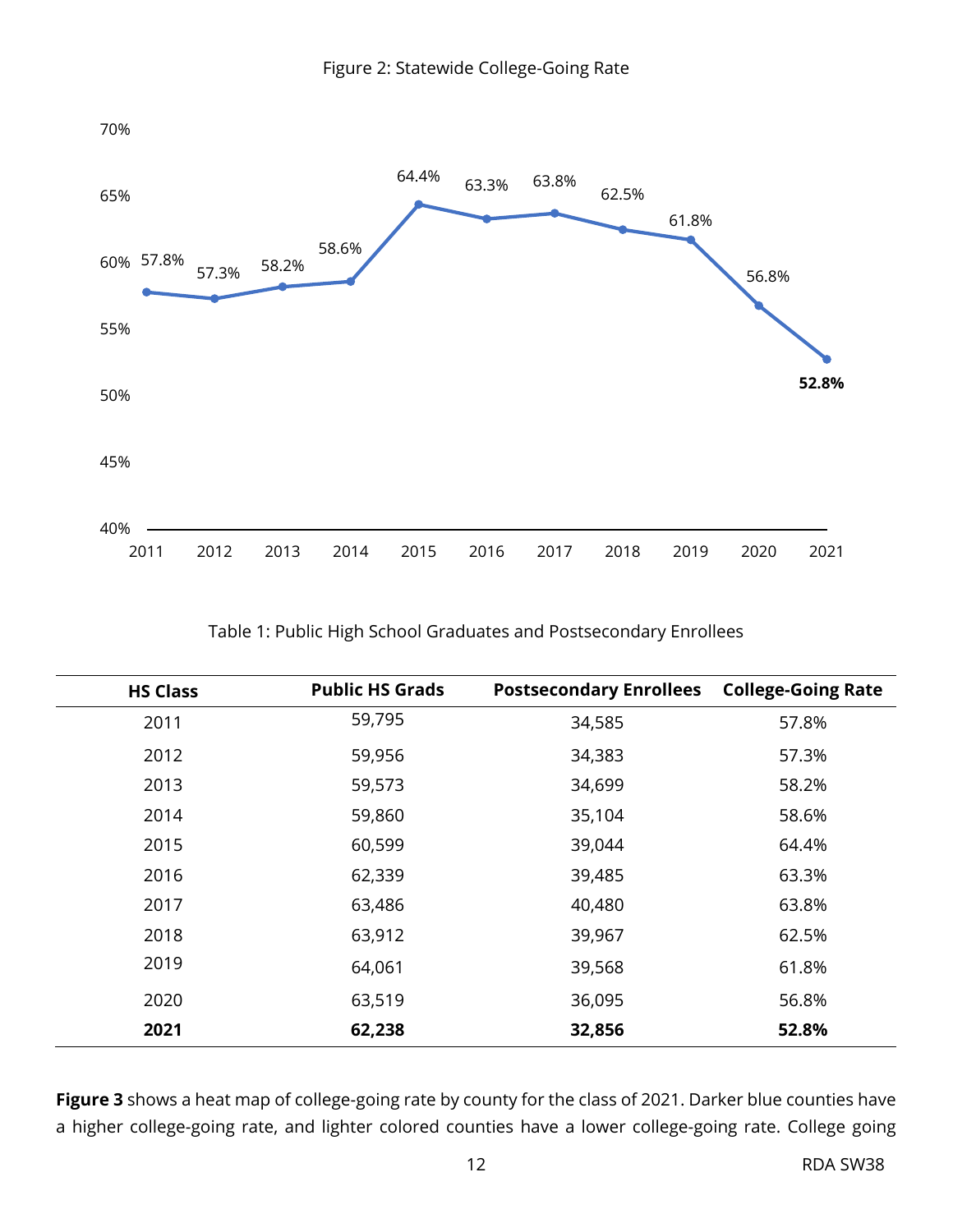Figure 2: Statewide College-Going Rate

Table 1: Public High School Graduates and Postsecondary Enrollees

| HS Class | Public HS Grads | Postsecondary Enrollees | College-Going Rate |
|---|---|---|---|
| 2011 | 59,795 | 34,585 | 57.8% |
| 2012 | 59,956 | 34,383 | 57.3% |
| 2013 | 59,573 | 34,699 | 58.2% |
| 2014 | 59,860 | 35,104 | 58.6% |
| 2015 | 60,599 | 39,044 | 64.4% |
| 2016 | 62,339 | 39,485 | 63.3% |
| 2017 | 63,486 | 40,480 | 63.8% |
| 2018 | 63,912 | 39,967 | 62.5% |
| 2019 | 64,061 | 39,568 | 61.8% |
| 2020 | 63,519 | 36,095 | 56.8% |
| **2021** | **62,238** | **32,856** | **52.8%** |

**Figure 3** shows a heat map of college-going rate by county for the class of 2021. Darker blue counties have a higher college-going rate, and lighter colored counties have a lower college-going rate. College going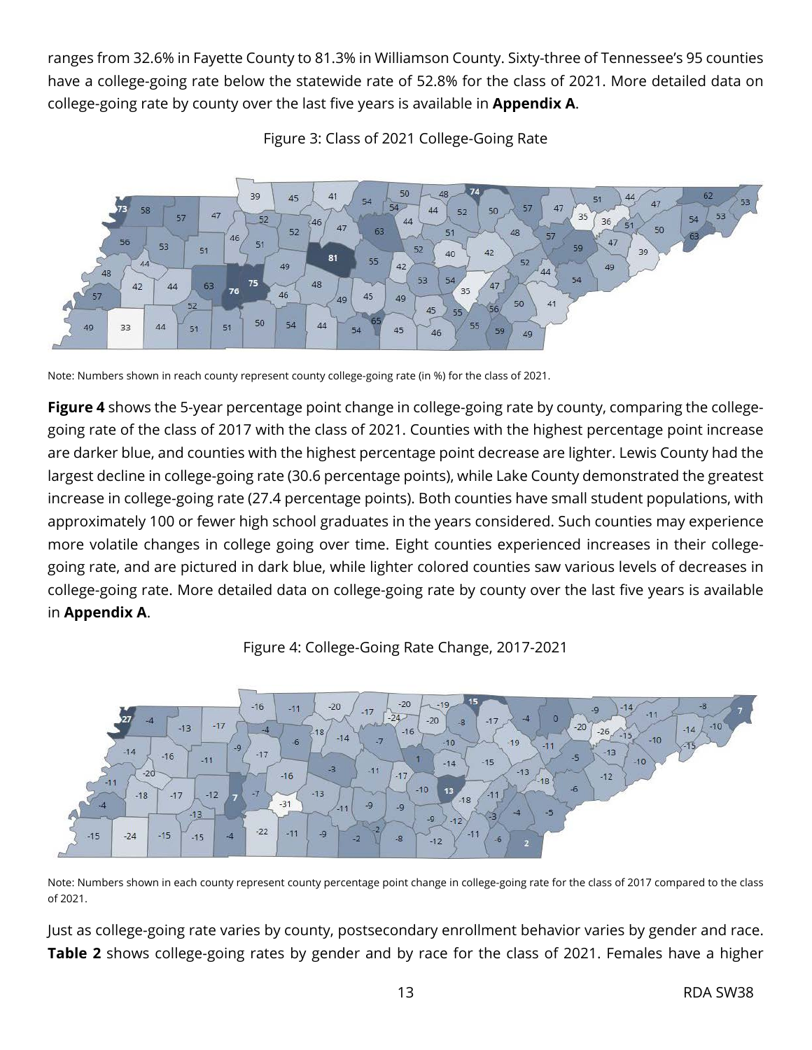ranges from 32.6% in Fayette County to 81.3% in Williamson County. Sixty-three of Tennessee's 95 counties have a college-going rate below the statewide rate of 52.8% for the class of 2021. More detailed data on college-going rate by county over the last five years is available in **Appendix A**.

Figure 3: Class of 2021 College-Going Rate

Note: Numbers shown in reach county represent county college-going rate (in %) for the class of 2021.

**Figure 4** shows the 5-year percentage point change in college-going rate by county, comparing the college-going rate of the class of 2017 with the class of 2021. Counties with the highest percentage point increase are darker blue, and counties with the highest percentage point decrease are lighter. Lewis County had the largest decline in college-going rate (30.6 percentage points), while Lake County demonstrated the greatest increase in college-going rate (27.4 percentage points). Both counties have small student populations, with approximately 100 or fewer high school graduates in the years considered. Such counties may experience more volatile changes in college going over time. Eight counties experienced increases in their college-going rate, and are pictured in dark blue, while lighter colored counties saw various levels of decreases in college-going rate. More detailed data on college-going rate by county over the last five years is available in **Appendix A**.

Figure 4: College-Going Rate Change, 2017-2021

Note: Numbers shown in each county represent county percentage point change in college-going rate for the class of 2017 compared to the class of 2021.

Just as college-going rate varies by county, postsecondary enrollment behavior varies by gender and race. **Table 2** shows college-going rates by gender and by race for the class of 2021. Females have a higher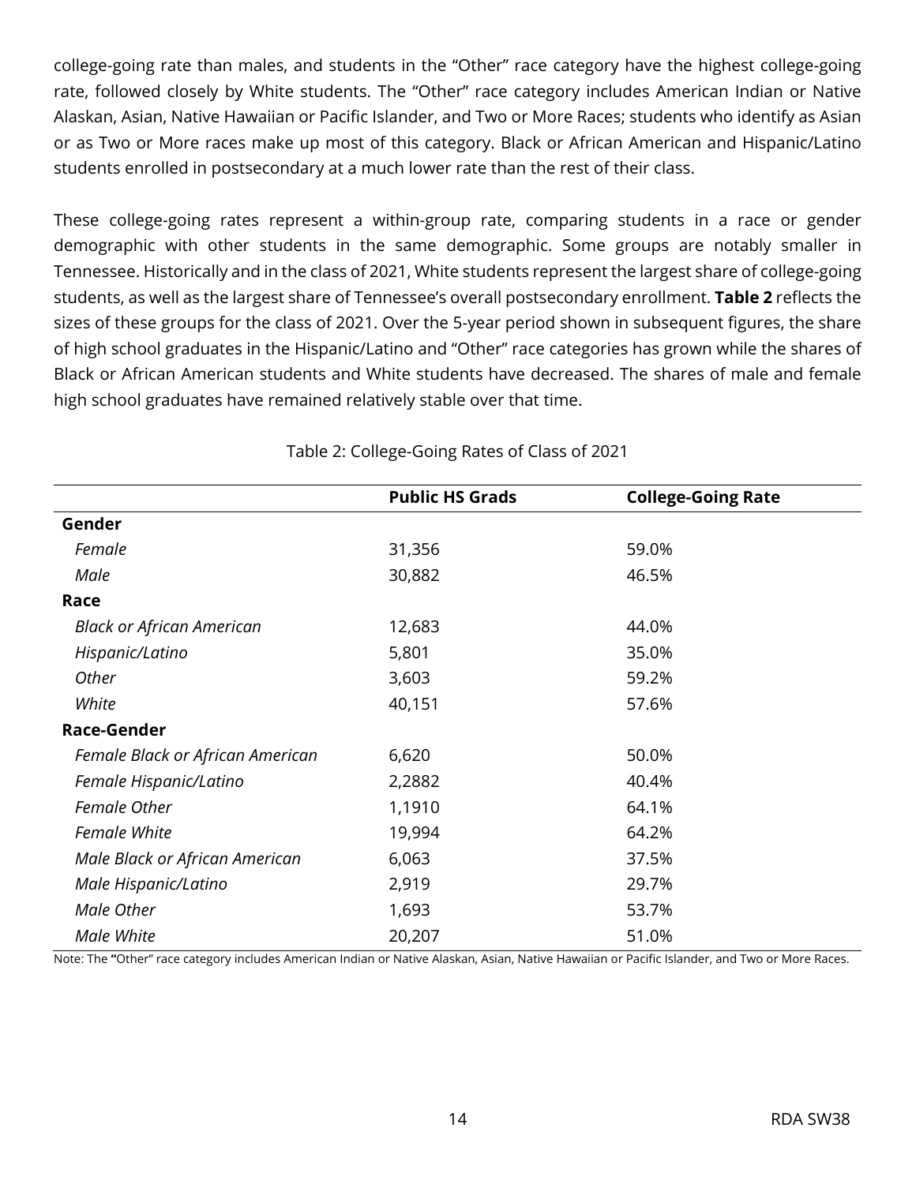college-going rate than males, and students in the "Other" race category have the highest college-going rate, followed closely by White students. The "Other" race category includes American Indian or Native Alaskan, Asian, Native Hawaiian or Pacific Islander, and Two or More Races; students who identify as Asian or as Two or More races make up most of this category. Black or African American and Hispanic/Latino students enrolled in postsecondary at a much lower rate than the rest of their class.

These college-going rates represent a within-group rate, comparing students in a race or gender demographic with other students in the same demographic. Some groups are notably smaller in Tennessee. Historically and in the class of 2021, White students represent the largest share of college-going students, as well as the largest share of Tennessee's overall postsecondary enrollment. **Table 2** reflects the sizes of these groups for the class of 2021. Over the 5-year period shown in subsequent figures, the share of high school graduates in the Hispanic/Latino and "Other" race categories has grown while the shares of Black or African American students and White students have decreased. The shares of male and female high school graduates have remained relatively stable over that time.

Table 2: College-Going Rates of Class of 2021

| | **Public HS Grads** | **College-Going Rate** |
|---|---|---|
| **Gender** | | |
| *Female* | 31,356 | 59.0% |
| *Male* | 30,882 | 46.5% |
| **Race** | | |
| *Black or African American* | 12,683 | 44.0% |
| *Hispanic/Latino* | 5,801 | 35.0% |
| *Other* | 3,603 | 59.2% |
| *White* | 40,151 | 57.6% |
| **Race-Gender** | | |
| *Female Black or African American* | 6,620 | 50.0% |
| *Female Hispanic/Latino* | 2,2882 | 40.4% |
| *Female Other* | 1,1910 | 64.1% |
| *Female White* | 19,994 | 64.2% |
| *Male Black or African American* | 6,063 | 37.5% |
| *Male Hispanic/Latino* | 2,919 | 29.7% |
| *Male Other* | 1,693 | 53.7% |
| *Male White* | 20,207 | 51.0% |

Note: The "Other" race category includes American Indian or Native Alaskan, Asian, Native Hawaiian or Pacific Islander, and Two or More Races.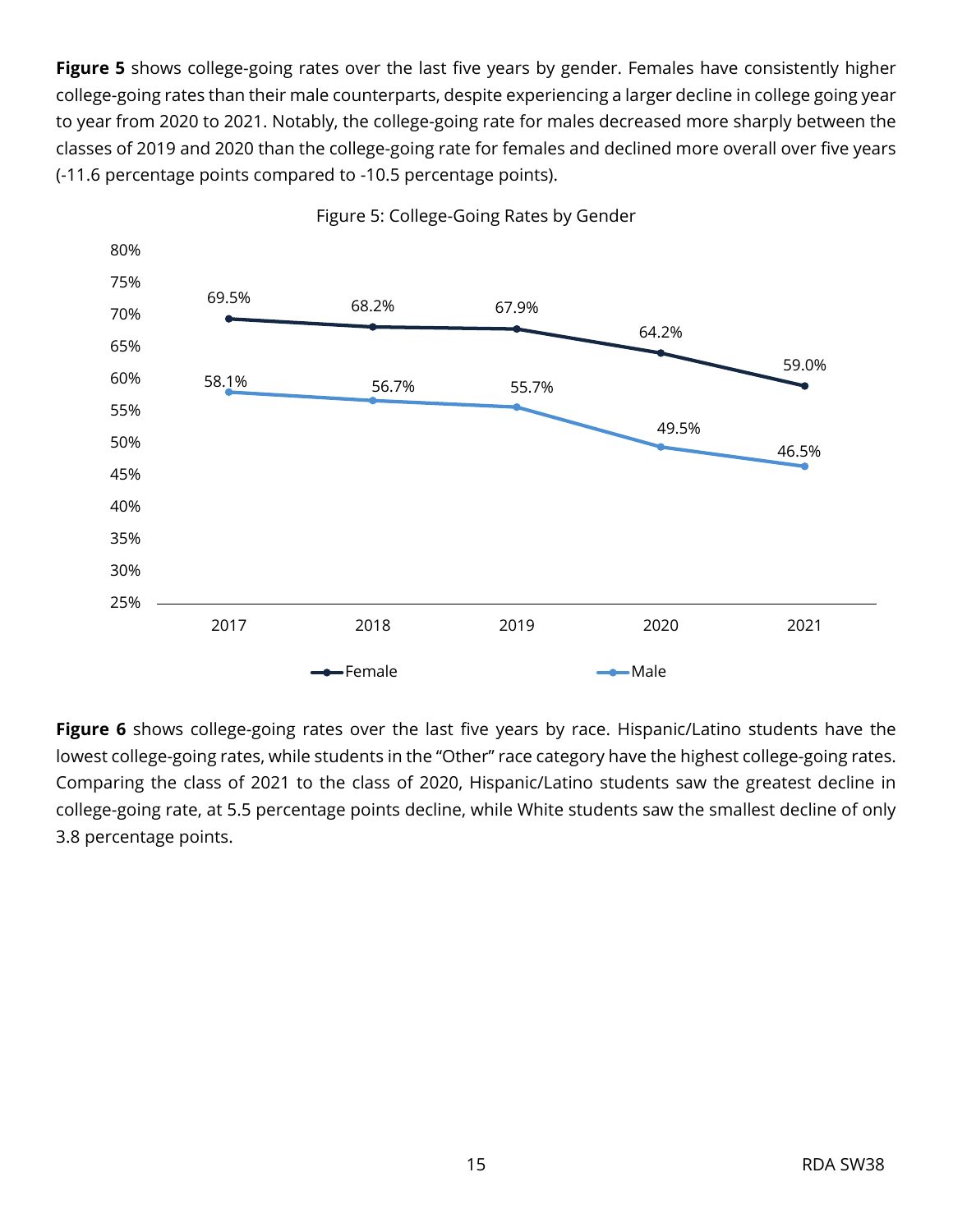**Figure 5** shows college-going rates over the last five years by gender. Females have consistently higher college-going rates than their male counterparts, despite experiencing a larger decline in college going year to year from 2020 to 2021. Notably, the college-going rate for males decreased more sharply between the classes of 2019 and 2020 than the college-going rate for females and declined more overall over five years (-11.6 percentage points compared to -10.5 percentage points).

Figure 5: College-Going Rates by Gender

| | 2017 | 2018 | 2019 | 2020 | 2021 |
|---|---|---|---|---|---|
| Female | 69.5% | 68.2% | 67.9% | 64.2% | 59.0% |
| Male | 58.1% | 56.7% | 55.7% | 49.5% | 46.5% |

**Figure 6** shows college-going rates over the last five years by race. Hispanic/Latino students have the lowest college-going rates, while students in the "Other" race category have the highest college-going rates. Comparing the class of 2021 to the class of 2020, Hispanic/Latino students saw the greatest decline in college-going rate, at 5.5 percentage points decline, while White students saw the smallest decline of only 3.8 percentage points.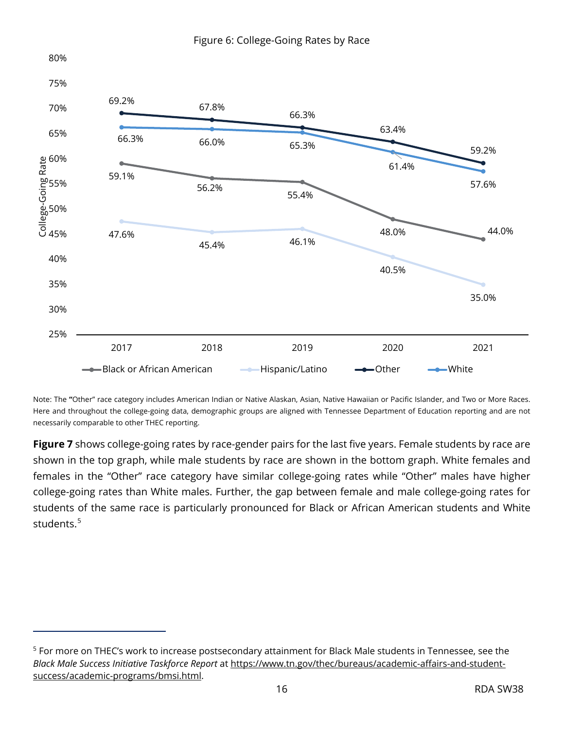Figure 6: College-Going Rates by Race

| Race | 2017 | 2018 | 2019 | 2020 | 2021 |
|---|---|---|---|---|---|
| Black or African American | 59.1% | 56.2% | 55.4% | 48.0% | 44.0% |
| Hispanic/Latino | 47.6% | 45.4% | 46.1% | 40.5% | 35.0% |
| Other | 69.2% | 67.8% | 66.3% | 63.4% | 59.2% |
| White | 66.3% | 66.0% | 65.3% | 61.4% | 57.6% |

Note: The "Other" race category includes American Indian or Native Alaskan, Asian, Native Hawaiian or Pacific Islander, and Two or More Races. Here and throughout the college-going data, demographic groups are aligned with Tennessee Department of Education reporting and are not necessarily comparable to other THEC reporting.

**Figure 7** shows college-going rates by race-gender pairs for the last five years. Female students by race are shown in the top graph, while male students by race are shown in the bottom graph. White females and females in the "Other" race category have similar college-going rates while "Other" males have higher college-going rates than White males. Further, the gap between female and male college-going rates for students of the same race is particularly pronounced for Black or African American students and White students.[5]

[5] For more on THEC's work to increase postsecondary attainment for Black Male students in Tennessee, see the *Black Male Success Initiative Taskforce Report* at https://www.tn.gov/thec/bureaus/academic-affairs-and-student-success/academic-programs/bmsi.html.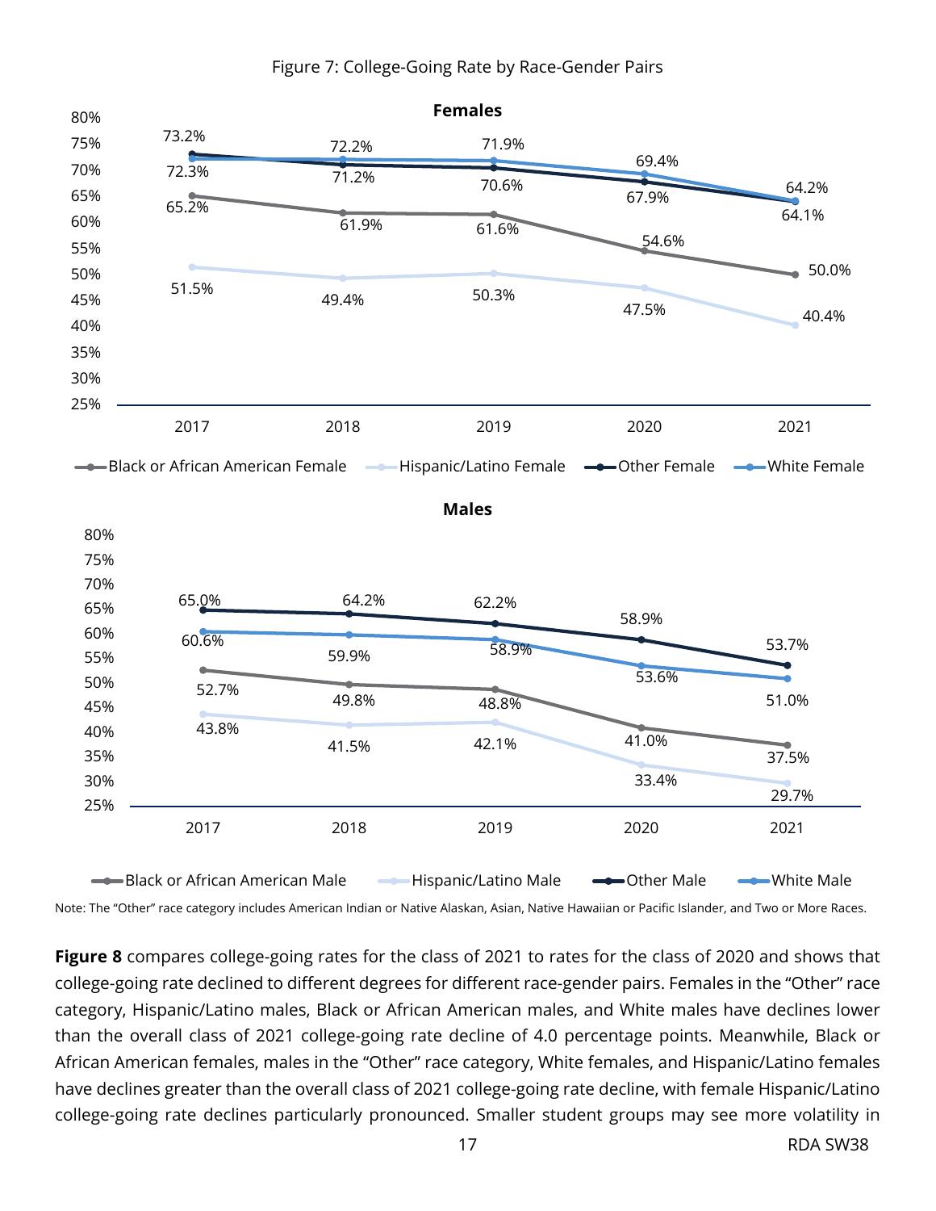Figure 7: College-Going Rate by Race-Gender Pairs

**Females**

| Year | Black or African American Female | Hispanic/Latino Female | Other Female | White Female |
|---|---|---|---|---|
| 2017 | 65.2% | 51.5% | 73.2% | 72.3% |
| 2018 | 61.9% | 49.4% | 71.2% | 72.2% |
| 2019 | 61.6% | 50.3% | 70.6% | 71.9% |
| 2020 | 54.6% | 47.5% | 67.9% | 69.4% |
| 2021 | 50.0% | 40.4% | 64.1% | 64.2% |

**Males**

| Year | Black or African American Male | Hispanic/Latino Male | Other Male | White Male |
|---|---|---|---|---|
| 2017 | 52.7% | 43.8% | 65.0% | 60.6% |
| 2018 | 49.8% | 41.5% | 64.2% | 59.9% |
| 2019 | 48.8% | 42.1% | 62.2% | 58.9% |
| 2020 | 41.0% | 33.4% | 58.9% | 53.6% |
| 2021 | 37.5% | 29.7% | 53.7% | 51.0% |

Note: The "Other" race category includes American Indian or Native Alaskan, Asian, Native Hawaiian or Pacific Islander, and Two or More Races.

**Figure 8** compares college-going rates for the class of 2021 to rates for the class of 2020 and shows that college-going rate declined to different degrees for different race-gender pairs. Females in the "Other" race category, Hispanic/Latino males, Black or African American males, and White males have declines lower than the overall class of 2021 college-going rate decline of 4.0 percentage points. Meanwhile, Black or African American females, males in the "Other" race category, White females, and Hispanic/Latino females have declines greater than the overall class of 2021 college-going rate decline, with female Hispanic/Latino college-going rate declines particularly pronounced. Smaller student groups may see more volatility in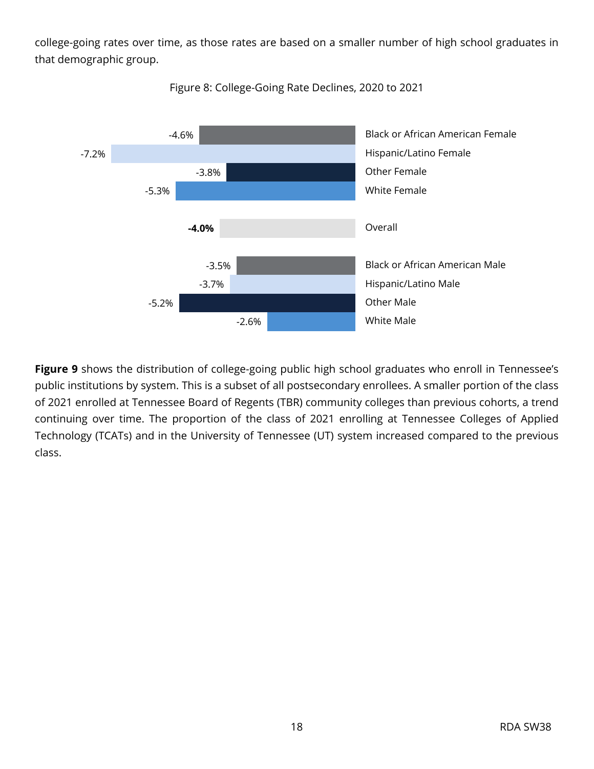college-going rates over time, as those rates are based on a smaller number of high school graduates in that demographic group.

Figure 8: College-Going Rate Declines, 2020 to 2021

| Group | Decline |
|---|---|
| Black or African American Female | -4.6% |
| Hispanic/Latino Female | -7.2% |
| Other Female | -3.8% |
| White Female | -5.3% |
| **Overall** | **-4.0%** |
| Black or African American Male | -3.5% |
| Hispanic/Latino Male | -3.7% |
| Other Male | -5.2% |
| White Male | -2.6% |

**Figure 9** shows the distribution of college-going public high school graduates who enroll in Tennessee's public institutions by system. This is a subset of all postsecondary enrollees. A smaller portion of the class of 2021 enrolled at Tennessee Board of Regents (TBR) community colleges than previous cohorts, a trend continuing over time. The proportion of the class of 2021 enrolling at Tennessee Colleges of Applied Technology (TCATs) and in the University of Tennessee (UT) system increased compared to the previous class.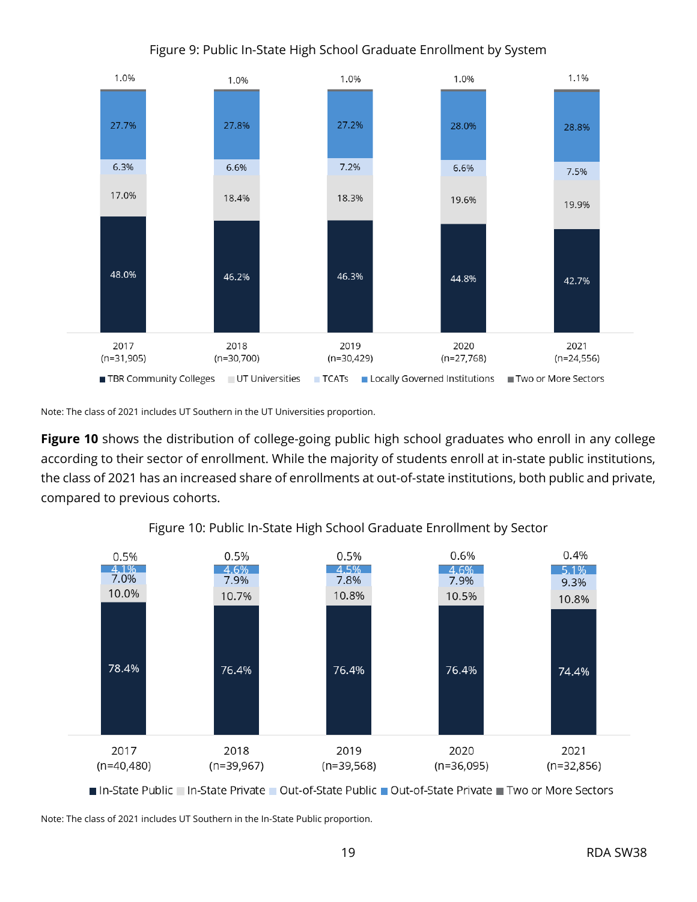Figure 9: Public In-State High School Graduate Enrollment by System

| | 2017 (n=31,905) | 2018 (n=30,700) | 2019 (n=30,429) | 2020 (n=27,768) | 2021 (n=24,556) |
|---|---|---|---|---|---|
| TBR Community Colleges | 48.0% | 46.2% | 46.3% | 44.8% | 42.7% |
| UT Universities | 17.0% | 18.4% | 18.3% | 19.6% | 19.9% |
| TCATs | 6.3% | 6.6% | 7.2% | 6.6% | 7.5% |
| Locally Governed Institutions | 27.7% | 27.8% | 27.2% | 28.0% | 28.8% |
| Two or More Sectors | 1.0% | 1.0% | 1.0% | 1.0% | 1.1% |

Note: The class of 2021 includes UT Southern in the UT Universities proportion.

**Figure 10** shows the distribution of college-going public high school graduates who enroll in any college according to their sector of enrollment. While the majority of students enroll at in-state public institutions, the class of 2021 has an increased share of enrollments at out-of-state institutions, both public and private, compared to previous cohorts.

Figure 10: Public In-State High School Graduate Enrollment by Sector

| | 2017 (n=40,480) | 2018 (n=39,967) | 2019 (n=39,568) | 2020 (n=36,095) | 2021 (n=32,856) |
|---|---|---|---|---|---|
| In-State Public | 78.4% | 76.4% | 76.4% | 76.4% | 74.4% |
| In-State Private | 10.0% | 10.7% | 10.8% | 10.5% | 10.8% |
| Out-of-State Public | 7.0% | 7.9% | 7.8% | 7.9% | 9.3% |
| Out-of-State Private | 4.1% | 4.6% | 4.5% | 4.6% | 5.1% |
| Two or More Sectors | 0.5% | 0.5% | 0.5% | 0.6% | 0.4% |

Note: The class of 2021 includes UT Southern in the In-State Public proportion.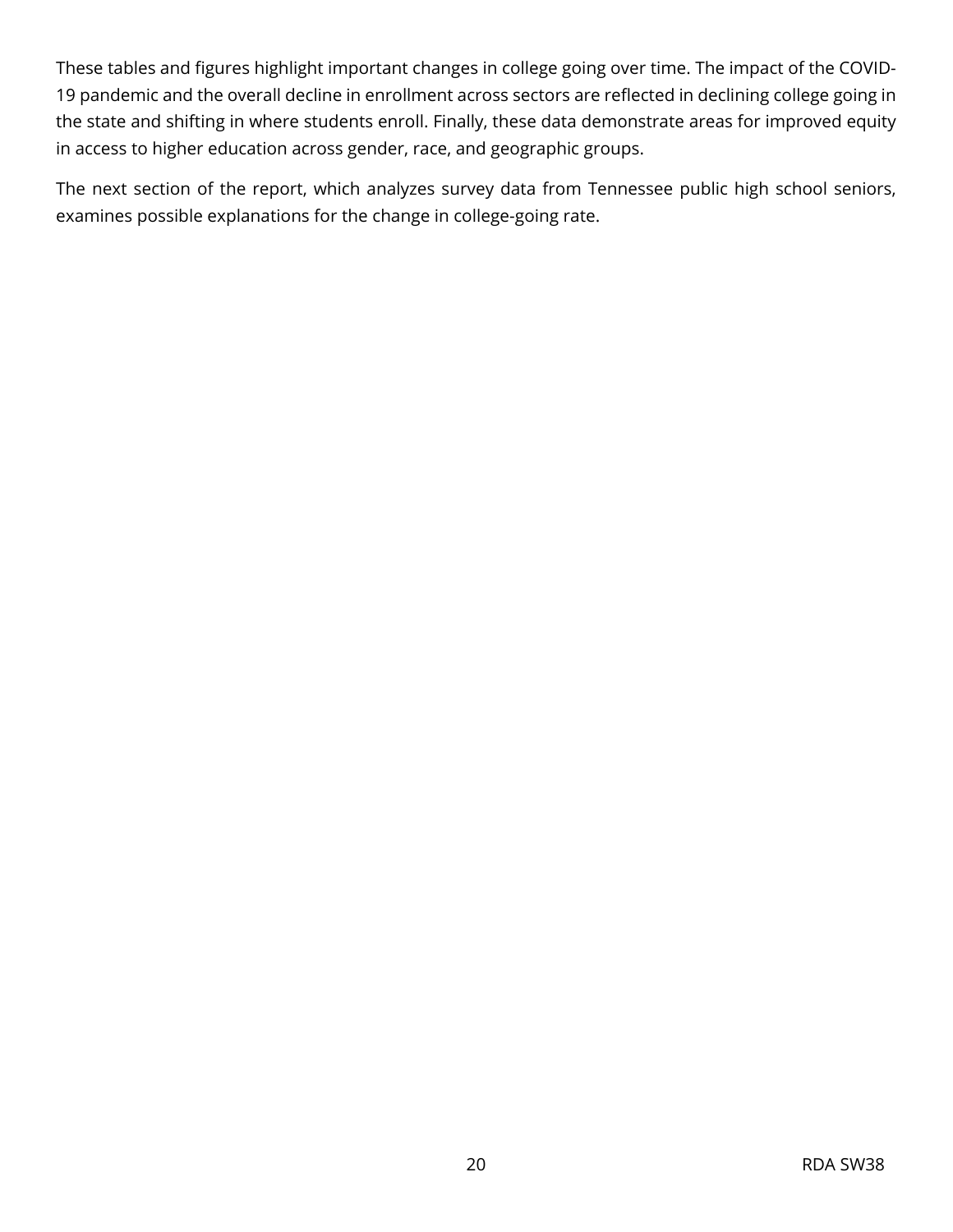These tables and figures highlight important changes in college going over time. The impact of the COVID-19 pandemic and the overall decline in enrollment across sectors are reflected in declining college going in the state and shifting in where students enroll. Finally, these data demonstrate areas for improved equity in access to higher education across gender, race, and geographic groups.

The next section of the report, which analyzes survey data from Tennessee public high school seniors, examines possible explanations for the change in college-going rate.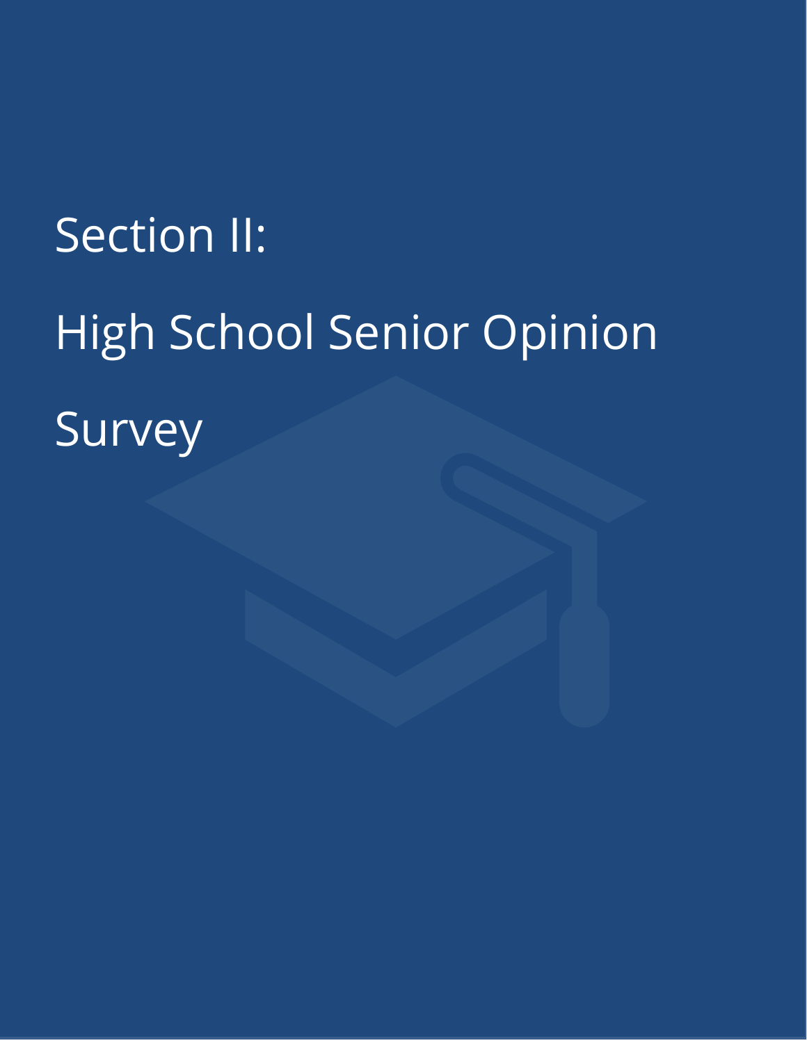# Section II:

# High School Senior Opinion Survey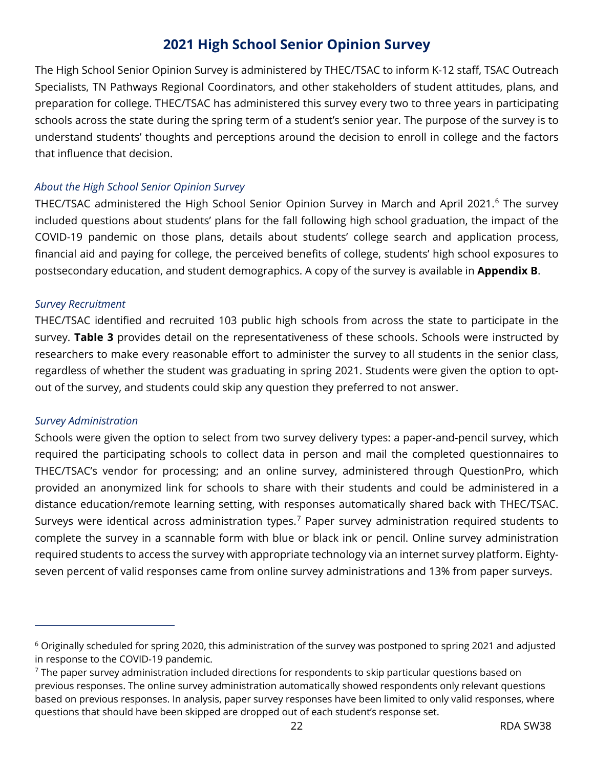## 2021 High School Senior Opinion Survey

The High School Senior Opinion Survey is administered by THEC/TSAC to inform K-12 staff, TSAC Outreach Specialists, TN Pathways Regional Coordinators, and other stakeholders of student attitudes, plans, and preparation for college. THEC/TSAC has administered this survey every two to three years in participating schools across the state during the spring term of a student's senior year. The purpose of the survey is to understand students' thoughts and perceptions around the decision to enroll in college and the factors that influence that decision.

### *About the High School Senior Opinion Survey*

THEC/TSAC administered the High School Senior Opinion Survey in March and April 2021.[6] The survey included questions about students' plans for the fall following high school graduation, the impact of the COVID-19 pandemic on those plans, details about students' college search and application process, financial aid and paying for college, the perceived benefits of college, students' high school exposures to postsecondary education, and student demographics. A copy of the survey is available in **Appendix B**.

### *Survey Recruitment*

THEC/TSAC identified and recruited 103 public high schools from across the state to participate in the survey. **Table 3** provides detail on the representativeness of these schools. Schools were instructed by researchers to make every reasonable effort to administer the survey to all students in the senior class, regardless of whether the student was graduating in spring 2021. Students were given the option to opt-out of the survey, and students could skip any question they preferred to not answer.

### *Survey Administration*

Schools were given the option to select from two survey delivery types: a paper-and-pencil survey, which required the participating schools to collect data in person and mail the completed questionnaires to THEC/TSAC's vendor for processing; and an online survey, administered through QuestionPro, which provided an anonymized link for schools to share with their students and could be administered in a distance education/remote learning setting, with responses automatically shared back with THEC/TSAC. Surveys were identical across administration types.[7] Paper survey administration required students to complete the survey in a scannable form with blue or black ink or pencil. Online survey administration required students to access the survey with appropriate technology via an internet survey platform. Eighty-seven percent of valid responses came from online survey administrations and 13% from paper surveys.

---

[6] Originally scheduled for spring 2020, this administration of the survey was postponed to spring 2021 and adjusted in response to the COVID-19 pandemic.

[7] The paper survey administration included directions for respondents to skip particular questions based on previous responses. The online survey administration automatically showed respondents only relevant questions based on previous responses. In analysis, paper survey responses have been limited to only valid responses, where questions that should have been skipped are dropped out of each student's response set.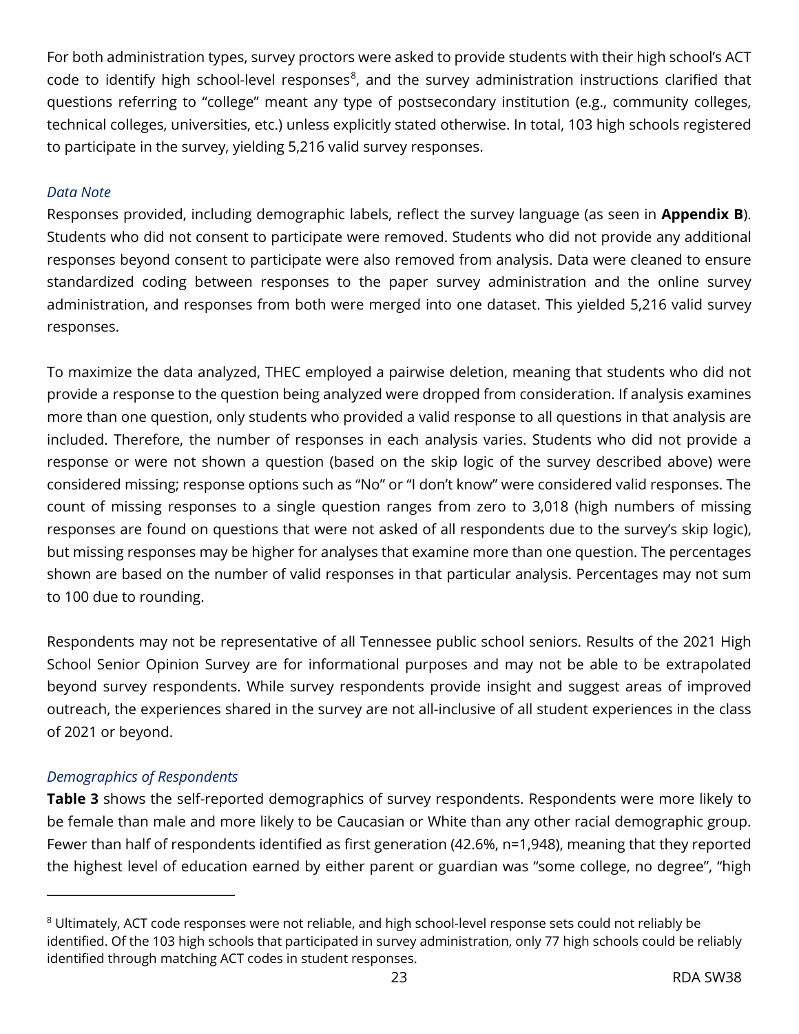For both administration types, survey proctors were asked to provide students with their high school's ACT code to identify high school-level responses[8], and the survey administration instructions clarified that questions referring to "college" meant any type of postsecondary institution (e.g., community colleges, technical colleges, universities, etc.) unless explicitly stated otherwise. In total, 103 high schools registered to participate in the survey, yielding 5,216 valid survey responses.

*Data Note*

Responses provided, including demographic labels, reflect the survey language (as seen in **Appendix B**). Students who did not consent to participate were removed. Students who did not provide any additional responses beyond consent to participate were also removed from analysis. Data were cleaned to ensure standardized coding between responses to the paper survey administration and the online survey administration, and responses from both were merged into one dataset. This yielded 5,216 valid survey responses.

To maximize the data analyzed, THEC employed a pairwise deletion, meaning that students who did not provide a response to the question being analyzed were dropped from consideration. If analysis examines more than one question, only students who provided a valid response to all questions in that analysis are included. Therefore, the number of responses in each analysis varies. Students who did not provide a response or were not shown a question (based on the skip logic of the survey described above) were considered missing; response options such as "No" or "I don't know" were considered valid responses. The count of missing responses to a single question ranges from zero to 3,018 (high numbers of missing responses are found on questions that were not asked of all respondents due to the survey's skip logic), but missing responses may be higher for analyses that examine more than one question. The percentages shown are based on the number of valid responses in that particular analysis. Percentages may not sum to 100 due to rounding.

Respondents may not be representative of all Tennessee public school seniors. Results of the 2021 High School Senior Opinion Survey are for informational purposes and may not be able to be extrapolated beyond survey respondents. While survey respondents provide insight and suggest areas of improved outreach, the experiences shared in the survey are not all-inclusive of all student experiences in the class of 2021 or beyond.

*Demographics of Respondents*

**Table 3** shows the self-reported demographics of survey respondents. Respondents were more likely to be female than male and more likely to be Caucasian or White than any other racial demographic group. Fewer than half of respondents identified as first generation (42.6%, n=1,948), meaning that they reported the highest level of education earned by either parent or guardian was "some college, no degree", "high

[8] Ultimately, ACT code responses were not reliable, and high school-level response sets could not reliably be identified. Of the 103 high schools that participated in survey administration, only 77 high schools could be reliably identified through matching ACT codes in student responses.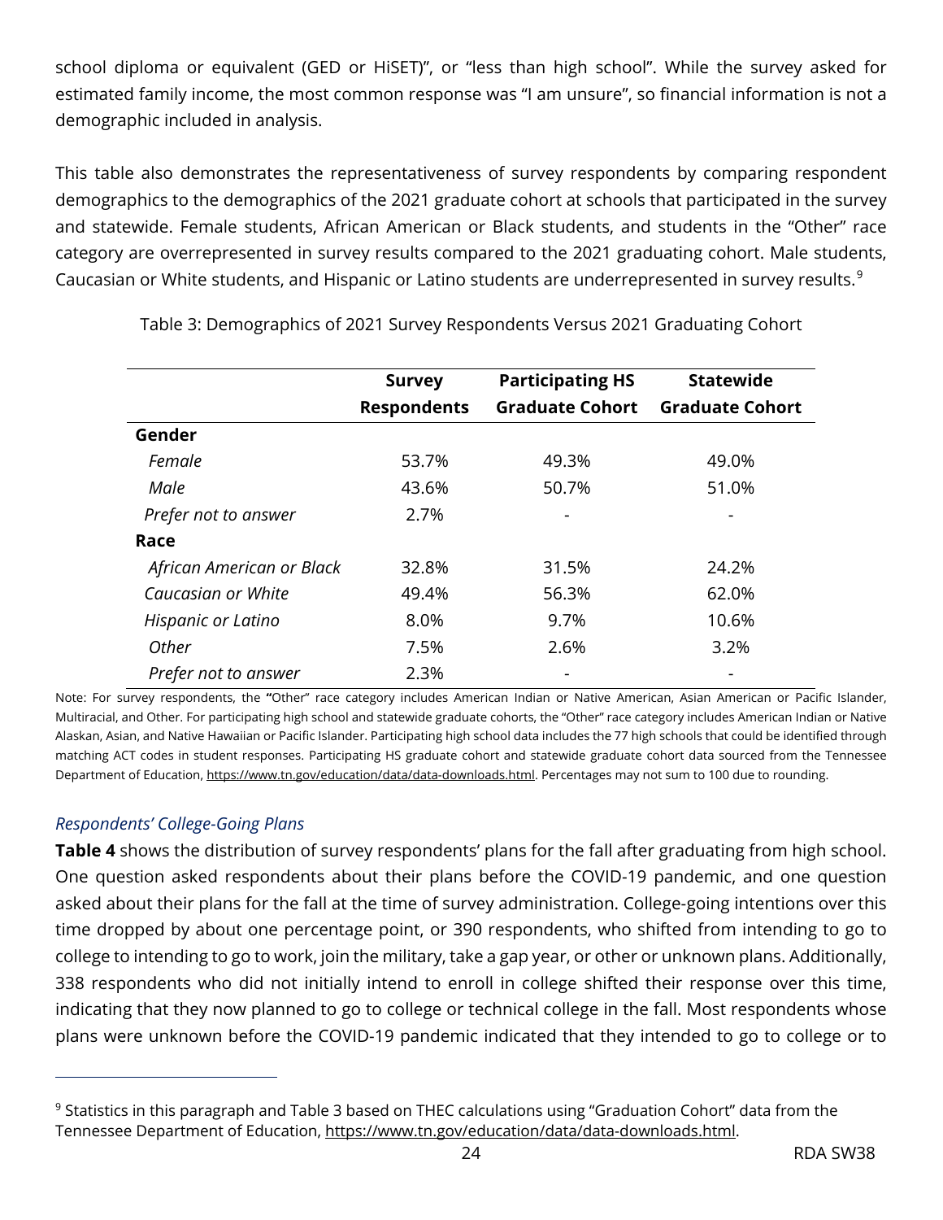school diploma or equivalent (GED or HiSET)", or "less than high school". While the survey asked for estimated family income, the most common response was "I am unsure", so financial information is not a demographic included in analysis.

This table also demonstrates the representativeness of survey respondents by comparing respondent demographics to the demographics of the 2021 graduate cohort at schools that participated in the survey and statewide. Female students, African American or Black students, and students in the "Other" race category are overrepresented in survey results compared to the 2021 graduating cohort. Male students, Caucasian or White students, and Hispanic or Latino students are underrepresented in survey results.[9]

Table 3: Demographics of 2021 Survey Respondents Versus 2021 Graduating Cohort

| | Survey Respondents | Participating HS Graduate Cohort | Statewide Graduate Cohort |
|---|---|---|---|
| **Gender** | | | |
| *Female* | 53.7% | 49.3% | 49.0% |
| *Male* | 43.6% | 50.7% | 51.0% |
| *Prefer not to answer* | 2.7% | - | - |
| **Race** | | | |
| *African American or Black* | 32.8% | 31.5% | 24.2% |
| *Caucasian or White* | 49.4% | 56.3% | 62.0% |
| *Hispanic or Latino* | 8.0% | 9.7% | 10.6% |
| *Other* | 7.5% | 2.6% | 3.2% |
| *Prefer not to answer* | 2.3% | - | - |

Note: For survey respondents, the **"**Other" race category includes American Indian or Native American, Asian American or Pacific Islander, Multiracial, and Other. For participating high school and statewide graduate cohorts, the "Other" race category includes American Indian or Native Alaskan, Asian, and Native Hawaiian or Pacific Islander. Participating high school data includes the 77 high schools that could be identified through matching ACT codes in student responses. Participating HS graduate cohort and statewide graduate cohort data sourced from the Tennessee Department of Education, https://www.tn.gov/education/data/data-downloads.html. Percentages may not sum to 100 due to rounding.

### *Respondents' College-Going Plans*

**Table 4** shows the distribution of survey respondents' plans for the fall after graduating from high school. One question asked respondents about their plans before the COVID-19 pandemic, and one question asked about their plans for the fall at the time of survey administration. College-going intentions over this time dropped by about one percentage point, or 390 respondents, who shifted from intending to go to college to intending to go to work, join the military, take a gap year, or other or unknown plans. Additionally, 338 respondents who did not initially intend to enroll in college shifted their response over this time, indicating that they now planned to go to college or technical college in the fall. Most respondents whose plans were unknown before the COVID-19 pandemic indicated that they intended to go to college or to

[9] Statistics in this paragraph and Table 3 based on THEC calculations using "Graduation Cohort" data from the Tennessee Department of Education, https://www.tn.gov/education/data/data-downloads.html.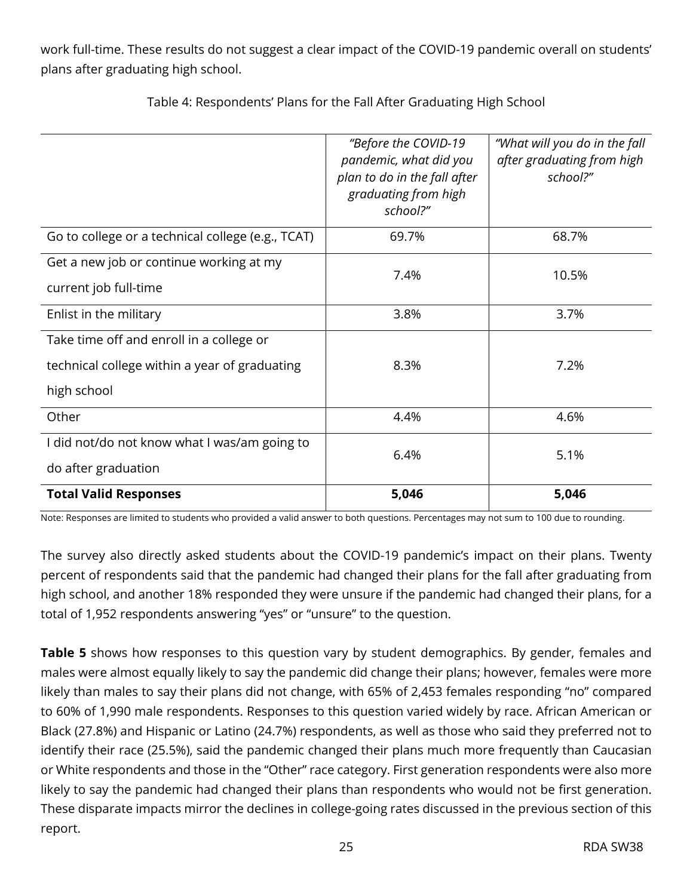work full-time. These results do not suggest a clear impact of the COVID-19 pandemic overall on students' plans after graduating high school.

Table 4: Respondents' Plans for the Fall After Graduating High School

| | *"Before the COVID-19 pandemic, what did you plan to do in the fall after graduating from high school?"* | *"What will you do in the fall after graduating from high school?"* |
|---|---|---|
| Go to college or a technical college (e.g., TCAT) | 69.7% | 68.7% |
| Get a new job or continue working at my current job full-time | 7.4% | 10.5% |
| Enlist in the military | 3.8% | 3.7% |
| Take time off and enroll in a college or technical college within a year of graduating high school | 8.3% | 7.2% |
| Other | 4.4% | 4.6% |
| I did not/do not know what I was/am going to do after graduation | 6.4% | 5.1% |
| **Total Valid Responses** | **5,046** | **5,046** |

Note: Responses are limited to students who provided a valid answer to both questions. Percentages may not sum to 100 due to rounding.

The survey also directly asked students about the COVID-19 pandemic's impact on their plans. Twenty percent of respondents said that the pandemic had changed their plans for the fall after graduating from high school, and another 18% responded they were unsure if the pandemic had changed their plans, for a total of 1,952 respondents answering "yes" or "unsure" to the question.

**Table 5** shows how responses to this question vary by student demographics. By gender, females and males were almost equally likely to say the pandemic did change their plans; however, females were more likely than males to say their plans did not change, with 65% of 2,453 females responding "no" compared to 60% of 1,990 male respondents. Responses to this question varied widely by race. African American or Black (27.8%) and Hispanic or Latino (24.7%) respondents, as well as those who said they preferred not to identify their race (25.5%), said the pandemic changed their plans much more frequently than Caucasian or White respondents and those in the "Other" race category. First generation respondents were also more likely to say the pandemic had changed their plans than respondents who would not be first generation. These disparate impacts mirror the declines in college-going rates discussed in the previous section of this report.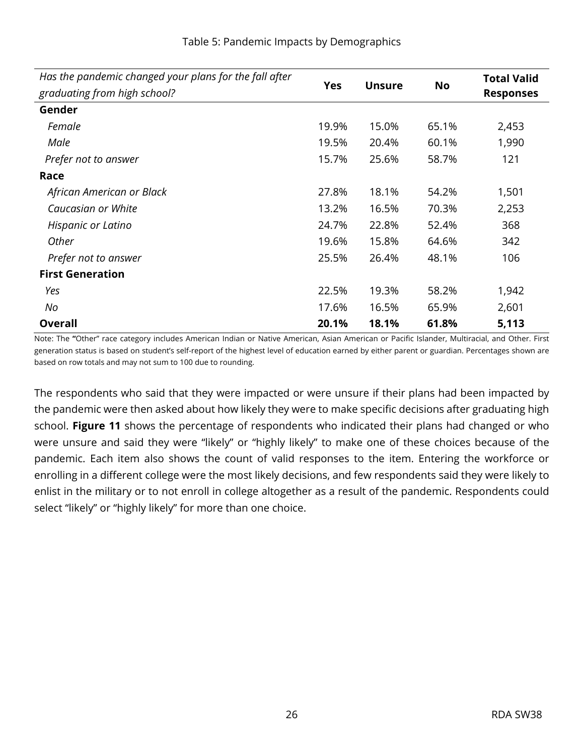Table 5: Pandemic Impacts by Demographics

| *Has the pandemic changed your plans for the fall after graduating from high school?* | Yes | Unsure | No | Total Valid Responses |
|---|---|---|---|---|
| **Gender** | | | | |
| *Female* | 19.9% | 15.0% | 65.1% | 2,453 |
| *Male* | 19.5% | 20.4% | 60.1% | 1,990 |
| *Prefer not to answer* | 15.7% | 25.6% | 58.7% | 121 |
| **Race** | | | | |
| *African American or Black* | 27.8% | 18.1% | 54.2% | 1,501 |
| *Caucasian or White* | 13.2% | 16.5% | 70.3% | 2,253 |
| *Hispanic or Latino* | 24.7% | 22.8% | 52.4% | 368 |
| *Other* | 19.6% | 15.8% | 64.6% | 342 |
| *Prefer not to answer* | 25.5% | 26.4% | 48.1% | 106 |
| **First Generation** | | | | |
| *Yes* | 22.5% | 19.3% | 58.2% | 1,942 |
| *No* | 17.6% | 16.5% | 65.9% | 2,601 |
| **Overall** | **20.1%** | **18.1%** | **61.8%** | **5,113** |

Note: The "Other" race category includes American Indian or Native American, Asian American or Pacific Islander, Multiracial, and Other. First generation status is based on student's self-report of the highest level of education earned by either parent or guardian. Percentages shown are based on row totals and may not sum to 100 due to rounding.

The respondents who said that they were impacted or were unsure if their plans had been impacted by the pandemic were then asked about how likely they were to make specific decisions after graduating high school. **Figure 11** shows the percentage of respondents who indicated their plans had changed or who were unsure and said they were "likely" or "highly likely" to make one of these choices because of the pandemic. Each item also shows the count of valid responses to the item. Entering the workforce or enrolling in a different college were the most likely decisions, and few respondents said they were likely to enlist in the military or to not enroll in college altogether as a result of the pandemic. Respondents could select "likely" or "highly likely" for more than one choice.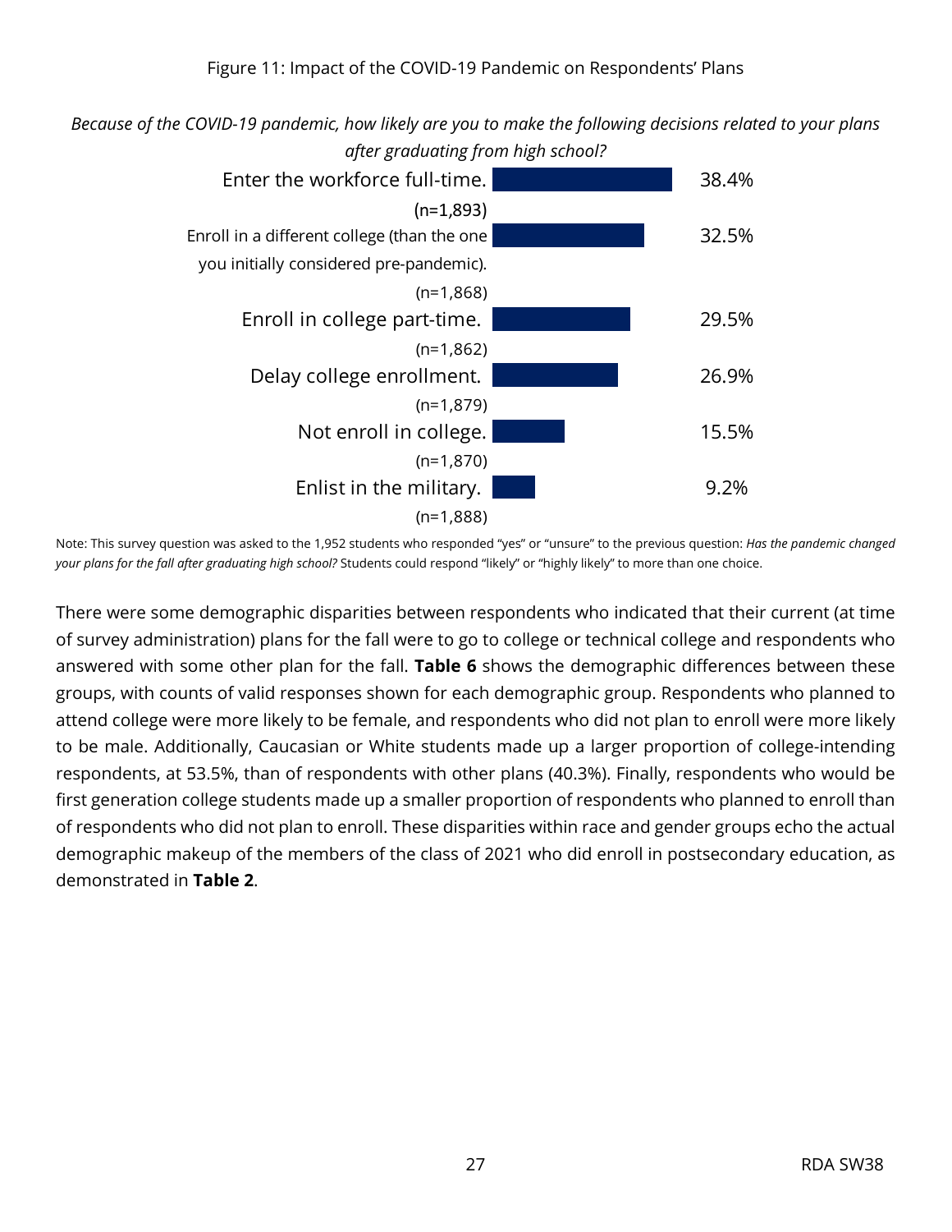Figure 11: Impact of the COVID-19 Pandemic on Respondents' Plans

*Because of the COVID-19 pandemic, how likely are you to make the following decisions related to your plans after graduating from high school?*

| Decision | Percent |
|---|---|
| Enter the workforce full-time. (n=1,893) | 38.4% |
| Enroll in a different college (than the one you initially considered pre-pandemic). (n=1,868) | 32.5% |
| Enroll in college part-time. (n=1,862) | 29.5% |
| Delay college enrollment. (n=1,879) | 26.9% |
| Not enroll in college. (n=1,870) | 15.5% |
| Enlist in the military. (n=1,888) | 9.2% |

Note: This survey question was asked to the 1,952 students who responded "yes" or "unsure" to the previous question: *Has the pandemic changed your plans for the fall after graduating high school?* Students could respond "likely" or "highly likely" to more than one choice.

There were some demographic disparities between respondents who indicated that their current (at time of survey administration) plans for the fall were to go to college or technical college and respondents who answered with some other plan for the fall. **Table 6** shows the demographic differences between these groups, with counts of valid responses shown for each demographic group. Respondents who planned to attend college were more likely to be female, and respondents who did not plan to enroll were more likely to be male. Additionally, Caucasian or White students made up a larger proportion of college-intending respondents, at 53.5%, than of respondents with other plans (40.3%). Finally, respondents who would be first generation college students made up a smaller proportion of respondents who planned to enroll than of respondents who did not plan to enroll. These disparities within race and gender groups echo the actual demographic makeup of the members of the class of 2021 who did enroll in postsecondary education, as demonstrated in **Table 2**.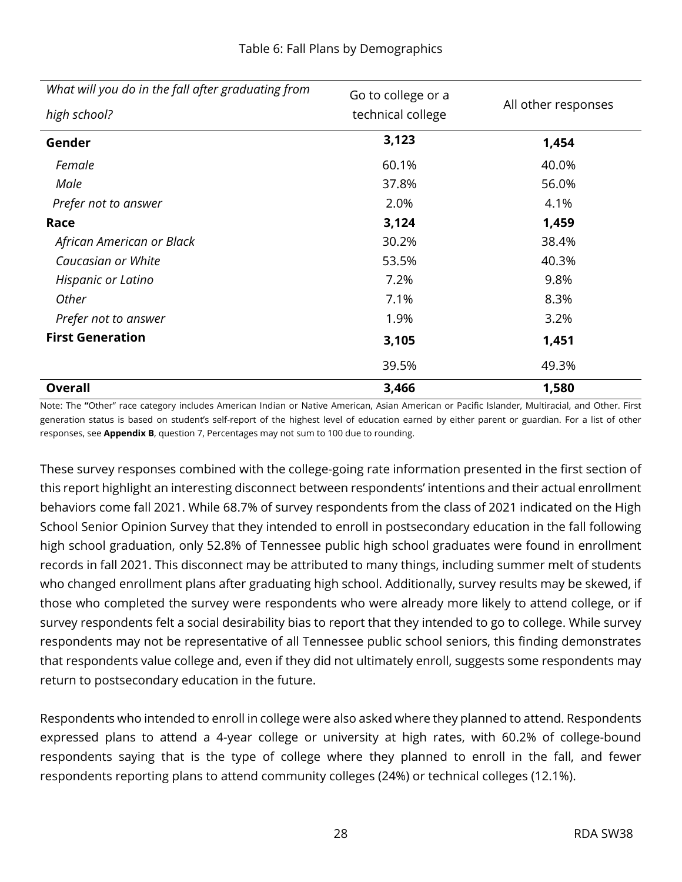Table 6: Fall Plans by Demographics

| *What will you do in the fall after graduating from high school?* | Go to college or a technical college | All other responses |
|---|---|---|
| **Gender** | **3,123** | **1,454** |
| *Female* | 60.1% | 40.0% |
| *Male* | 37.8% | 56.0% |
| *Prefer not to answer* | 2.0% | 4.1% |
| **Race** | **3,124** | **1,459** |
| *African American or Black* | 30.2% | 38.4% |
| *Caucasian or White* | 53.5% | 40.3% |
| *Hispanic or Latino* | 7.2% | 9.8% |
| *Other* | 7.1% | 8.3% |
| *Prefer not to answer* | 1.9% | 3.2% |
| **First Generation** | **3,105** | **1,451** |
| | 39.5% | 49.3% |
| **Overall** | **3,466** | **1,580** |

Note: The "Other" race category includes American Indian or Native American, Asian American or Pacific Islander, Multiracial, and Other. First generation status is based on student's self-report of the highest level of education earned by either parent or guardian. For a list of other responses, see **Appendix B**, question 7, Percentages may not sum to 100 due to rounding.

These survey responses combined with the college-going rate information presented in the first section of this report highlight an interesting disconnect between respondents' intentions and their actual enrollment behaviors come fall 2021. While 68.7% of survey respondents from the class of 2021 indicated on the High School Senior Opinion Survey that they intended to enroll in postsecondary education in the fall following high school graduation, only 52.8% of Tennessee public high school graduates were found in enrollment records in fall 2021. This disconnect may be attributed to many things, including summer melt of students who changed enrollment plans after graduating high school. Additionally, survey results may be skewed, if those who completed the survey were respondents who were already more likely to attend college, or if survey respondents felt a social desirability bias to report that they intended to go to college. While survey respondents may not be representative of all Tennessee public school seniors, this finding demonstrates that respondents value college and, even if they did not ultimately enroll, suggests some respondents may return to postsecondary education in the future.

Respondents who intended to enroll in college were also asked where they planned to attend. Respondents expressed plans to attend a 4-year college or university at high rates, with 60.2% of college-bound respondents saying that is the type of college where they planned to enroll in the fall, and fewer respondents reporting plans to attend community colleges (24%) or technical colleges (12.1%).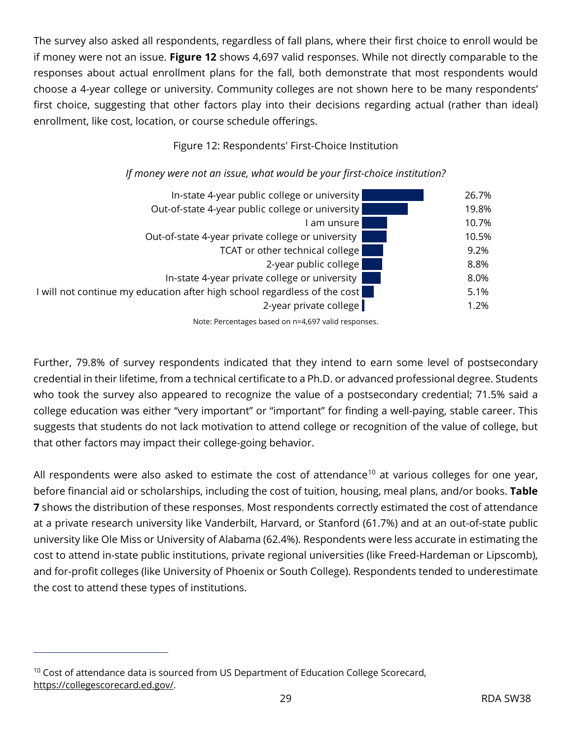The survey also asked all respondents, regardless of fall plans, where their first choice to enroll would be if money were not an issue. **Figure 12** shows 4,697 valid responses. While not directly comparable to the responses about actual enrollment plans for the fall, both demonstrate that most respondents would choose a 4-year college or university. Community colleges are not shown here to be many respondents' first choice, suggesting that other factors play into their decisions regarding actual (rather than ideal) enrollment, like cost, location, or course schedule offerings.

Figure 12: Respondents' First-Choice Institution

*If money were not an issue, what would be your first-choice institution?*

| Institution | Percentage |
|---|---|
| In-state 4-year public college or university | 26.7% |
| Out-of-state 4-year public college or university | 19.8% |
| I am unsure | 10.7% |
| Out-of-state 4-year private college or university | 10.5% |
| TCAT or other technical college | 9.2% |
| 2-year public college | 8.8% |
| In-state 4-year private college or university | 8.0% |
| I will not continue my education after high school regardless of the cost | 5.1% |
| 2-year private college | 1.2% |

Note: Percentages based on n=4,697 valid responses.

Further, 79.8% of survey respondents indicated that they intend to earn some level of postsecondary credential in their lifetime, from a technical certificate to a Ph.D. or advanced professional degree. Students who took the survey also appeared to recognize the value of a postsecondary credential; 71.5% said a college education was either "very important" or "important" for finding a well-paying, stable career. This suggests that students do not lack motivation to attend college or recognition of the value of college, but that other factors may impact their college-going behavior.

All respondents were also asked to estimate the cost of attendance[10] at various colleges for one year, before financial aid or scholarships, including the cost of tuition, housing, meal plans, and/or books. **Table 7** shows the distribution of these responses. Most respondents correctly estimated the cost of attendance at a private research university like Vanderbilt, Harvard, or Stanford (61.7%) and at an out-of-state public university like Ole Miss or University of Alabama (62.4%). Respondents were less accurate in estimating the cost to attend in-state public institutions, private regional universities (like Freed-Hardeman or Lipscomb), and for-profit colleges (like University of Phoenix or South College). Respondents tended to underestimate the cost to attend these types of institutions.

[10] Cost of attendance data is sourced from US Department of Education College Scorecard, https://collegescorecard.ed.gov/.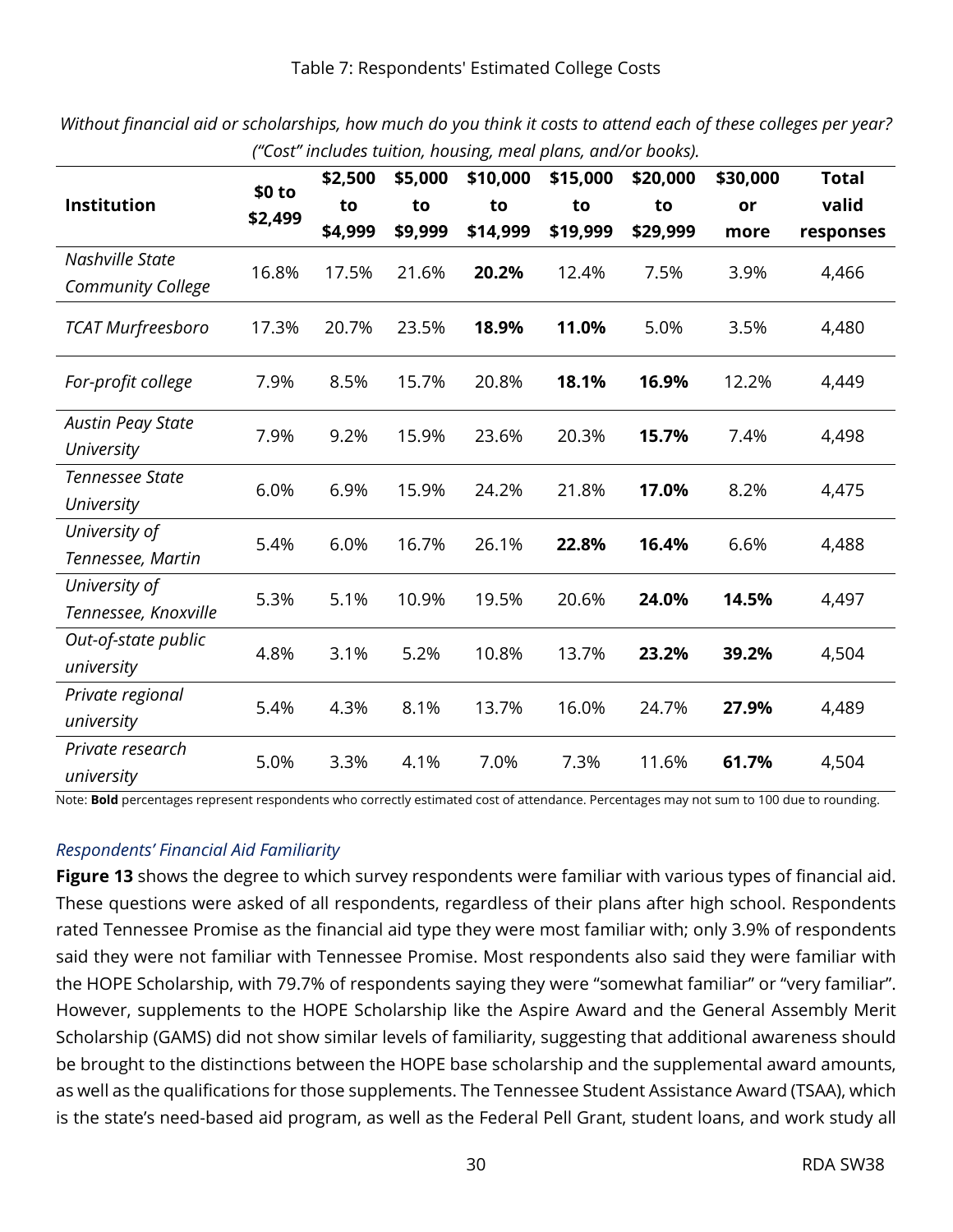Table 7: Respondents' Estimated College Costs

*Without financial aid or scholarships, how much do you think it costs to attend each of these colleges per year? ("Cost" includes tuition, housing, meal plans, and/or books).*

| Institution | $0 to $2,499 | $2,500 to $4,999 | $5,000 to $9,999 | $10,000 to $14,999 | $15,000 to $19,999 | $20,000 to $29,999 | $30,000 or more | Total valid responses |
|---|---|---|---|---|---|---|---|---|
| *Nashville State Community College* | 16.8% | 17.5% | 21.6% | **20.2%** | 12.4% | 7.5% | 3.9% | 4,466 |
| *TCAT Murfreesboro* | 17.3% | 20.7% | 23.5% | **18.9%** | **11.0%** | 5.0% | 3.5% | 4,480 |
| *For-profit college* | 7.9% | 8.5% | 15.7% | 20.8% | **18.1%** | **16.9%** | 12.2% | 4,449 |
| *Austin Peay State University* | 7.9% | 9.2% | 15.9% | 23.6% | 20.3% | **15.7%** | 7.4% | 4,498 |
| *Tennessee State University* | 6.0% | 6.9% | 15.9% | 24.2% | 21.8% | **17.0%** | 8.2% | 4,475 |
| *University of Tennessee, Martin* | 5.4% | 6.0% | 16.7% | 26.1% | **22.8%** | **16.4%** | 6.6% | 4,488 |
| *University of Tennessee, Knoxville* | 5.3% | 5.1% | 10.9% | 19.5% | 20.6% | **24.0%** | **14.5%** | 4,497 |
| *Out-of-state public university* | 4.8% | 3.1% | 5.2% | 10.8% | 13.7% | **23.2%** | **39.2%** | 4,504 |
| *Private regional university* | 5.4% | 4.3% | 8.1% | 13.7% | 16.0% | 24.7% | **27.9%** | 4,489 |
| *Private research university* | 5.0% | 3.3% | 4.1% | 7.0% | 7.3% | 11.6% | **61.7%** | 4,504 |

Note: **Bold** percentages represent respondents who correctly estimated cost of attendance. Percentages may not sum to 100 due to rounding.

### *Respondents' Financial Aid Familiarity*

**Figure 13** shows the degree to which survey respondents were familiar with various types of financial aid. These questions were asked of all respondents, regardless of their plans after high school. Respondents rated Tennessee Promise as the financial aid type they were most familiar with; only 3.9% of respondents said they were not familiar with Tennessee Promise. Most respondents also said they were familiar with the HOPE Scholarship, with 79.7% of respondents saying they were "somewhat familiar" or "very familiar". However, supplements to the HOPE Scholarship like the Aspire Award and the General Assembly Merit Scholarship (GAMS) did not show similar levels of familiarity, suggesting that additional awareness should be brought to the distinctions between the HOPE base scholarship and the supplemental award amounts, as well as the qualifications for those supplements. The Tennessee Student Assistance Award (TSAA), which is the state's need-based aid program, as well as the Federal Pell Grant, student loans, and work study all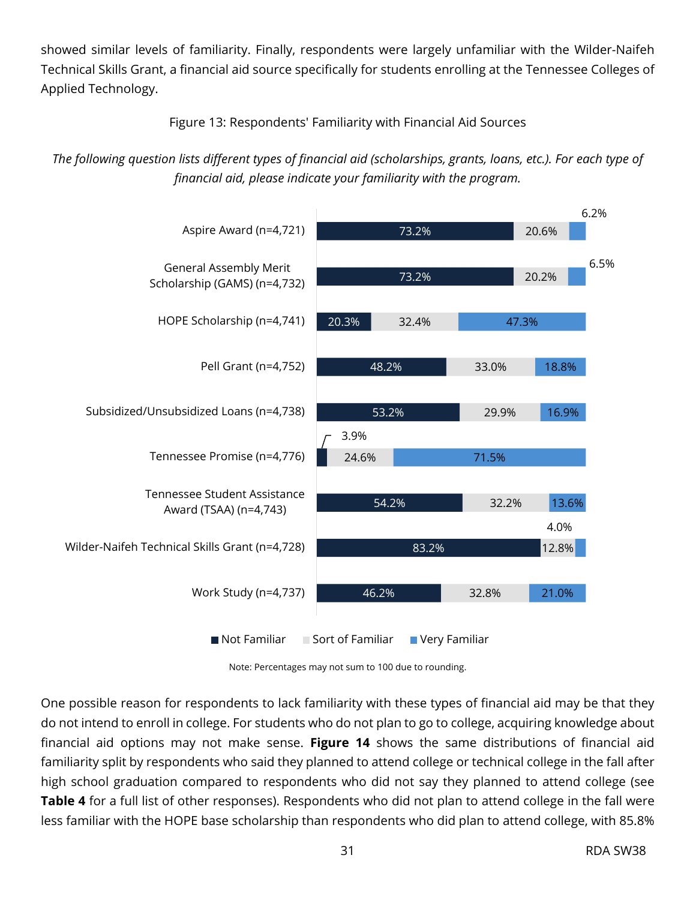showed similar levels of familiarity. Finally, respondents were largely unfamiliar with the Wilder-Naifeh Technical Skills Grant, a financial aid source specifically for students enrolling at the Tennessee Colleges of Applied Technology.

Figure 13: Respondents' Familiarity with Financial Aid Sources

*The following question lists different types of financial aid (scholarships, grants, loans, etc.). For each type of financial aid, please indicate your familiarity with the program.*

| Financial Aid Source | Not Familiar | Sort of Familiar | Very Familiar |
|---|---|---|---|
| Aspire Award (n=4,721) | 73.2% | 20.6% | 6.2% |
| General Assembly Merit Scholarship (GAMS) (n=4,732) | 73.2% | 20.2% | 6.5% |
| HOPE Scholarship (n=4,741) | 20.3% | 32.4% | 47.3% |
| Pell Grant (n=4,752) | 48.2% | 33.0% | 18.8% |
| Subsidized/Unsubsidized Loans (n=4,738) | 53.2% | 29.9% | 16.9% |
| Tennessee Promise (n=4,776) | 3.9% | 24.6% | 71.5% |
| Tennessee Student Assistance Award (TSAA) (n=4,743) | 54.2% | 32.2% | 13.6% |
| Wilder-Naifeh Technical Skills Grant (n=4,728) | 83.2% | 12.8% | 4.0% |
| Work Study (n=4,737) | 46.2% | 32.8% | 21.0% |

Note: Percentages may not sum to 100 due to rounding.

One possible reason for respondents to lack familiarity with these types of financial aid may be that they do not intend to enroll in college. For students who do not plan to go to college, acquiring knowledge about financial aid options may not make sense. **Figure 14** shows the same distributions of financial aid familiarity split by respondents who said they planned to attend college or technical college in the fall after high school graduation compared to respondents who did not say they planned to attend college (see **Table 4** for a full list of other responses). Respondents who did not plan to attend college in the fall were less familiar with the HOPE base scholarship than respondents who did plan to attend college, with 85.8%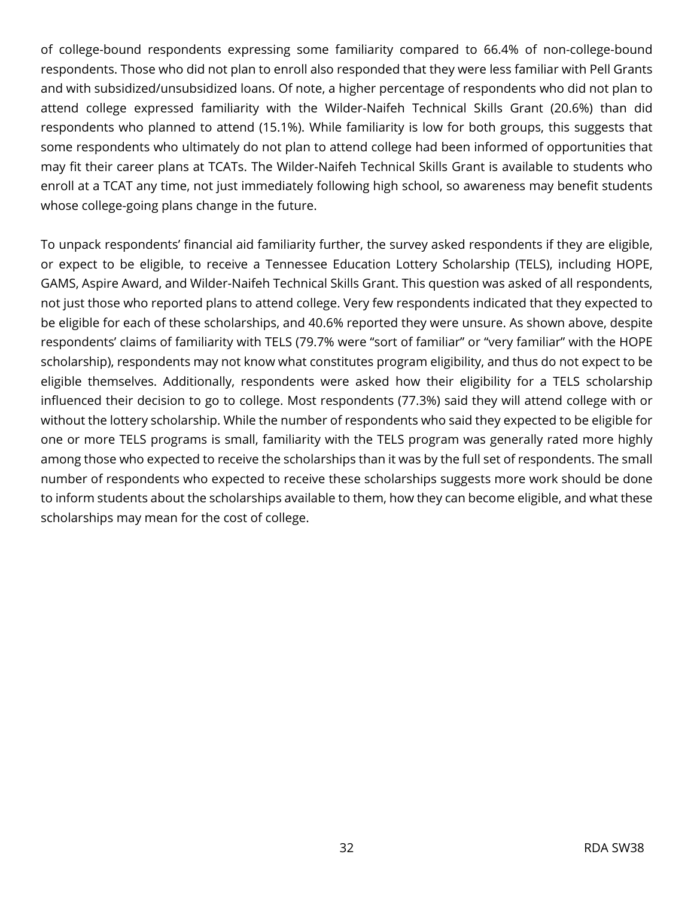of college-bound respondents expressing some familiarity compared to 66.4% of non-college-bound respondents. Those who did not plan to enroll also responded that they were less familiar with Pell Grants and with subsidized/unsubsidized loans. Of note, a higher percentage of respondents who did not plan to attend college expressed familiarity with the Wilder-Naifeh Technical Skills Grant (20.6%) than did respondents who planned to attend (15.1%). While familiarity is low for both groups, this suggests that some respondents who ultimately do not plan to attend college had been informed of opportunities that may fit their career plans at TCATs. The Wilder-Naifeh Technical Skills Grant is available to students who enroll at a TCAT any time, not just immediately following high school, so awareness may benefit students whose college-going plans change in the future.

To unpack respondents' financial aid familiarity further, the survey asked respondents if they are eligible, or expect to be eligible, to receive a Tennessee Education Lottery Scholarship (TELS), including HOPE, GAMS, Aspire Award, and Wilder-Naifeh Technical Skills Grant. This question was asked of all respondents, not just those who reported plans to attend college. Very few respondents indicated that they expected to be eligible for each of these scholarships, and 40.6% reported they were unsure. As shown above, despite respondents' claims of familiarity with TELS (79.7% were "sort of familiar" or "very familiar" with the HOPE scholarship), respondents may not know what constitutes program eligibility, and thus do not expect to be eligible themselves. Additionally, respondents were asked how their eligibility for a TELS scholarship influenced their decision to go to college. Most respondents (77.3%) said they will attend college with or without the lottery scholarship. While the number of respondents who said they expected to be eligible for one or more TELS programs is small, familiarity with the TELS program was generally rated more highly among those who expected to receive the scholarships than it was by the full set of respondents. The small number of respondents who expected to receive these scholarships suggests more work should be done to inform students about the scholarships available to them, how they can become eligible, and what these scholarships may mean for the cost of college.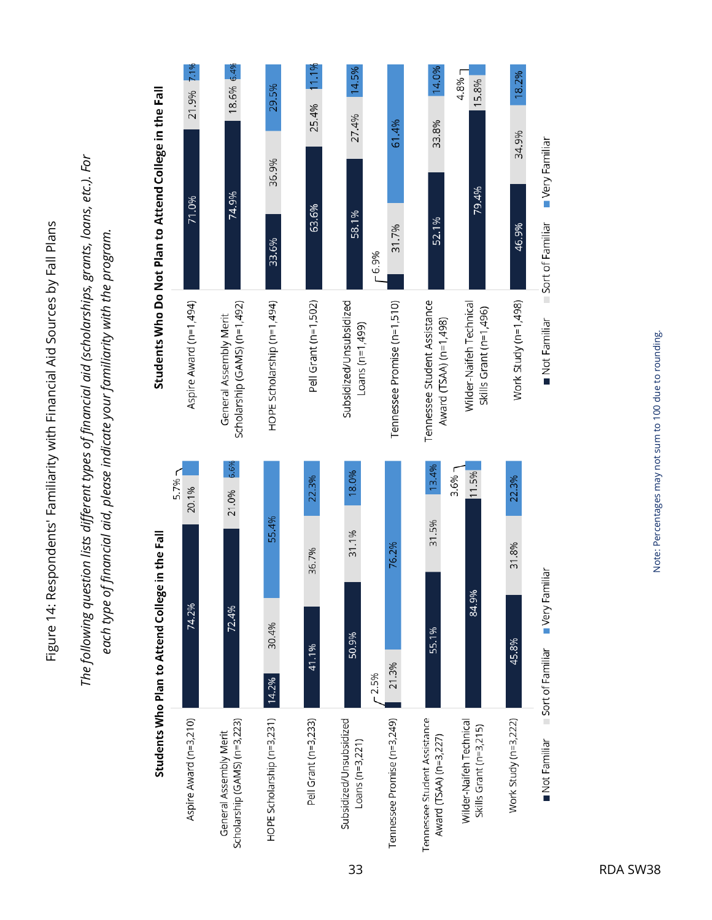Figure 14: Respondents' Familiarity with Financial Aid Sources by Fall Plans

*The following question lists different types of financial aid (scholarships, grants, loans, etc.). For each type of financial aid, please indicate your familiarity with the program.*

**Students Who Plan to Attend College in the Fall**

| Financial Aid Source | Not Familiar | Sort of Familiar | Very Familiar |
|---|---|---|---|
| Aspire Award (n=3,210) | 74.2% | 20.1% | 5.7% |
| General Assembly Merit Scholarship (GAMS) (n=3,223) | 72.4% | 21.0% | 6.6% |
| HOPE Scholarship (n=3,231) | 14.2% | 30.4% | 55.4% |
| Pell Grant (n=3,233) | 41.1% | 36.7% | 22.3% |
| Subsidized/Unsubsidized Loans (n=3,221) | 50.9% | 31.1% | 18.0% |
| Tennessee Promise (n=3,249) | 2.5% | 21.3% | 76.2% |
| Tennessee Student Assistance Award (TSAA) (n=3,227) | 55.1% | 31.5% | 13.4% |
| Wilder-Naifeh Technical Skills Grant (n=3,215) | 84.9% | 11.5% | 3.6% |
| Work Study (n=3,222) | 45.8% | 31.8% | 22.3% |

**Students Who Do Not Plan to Attend College in the Fall**

| Financial Aid Source | Not Familiar | Sort of Familiar | Very Familiar |
|---|---|---|---|
| Aspire Award (n=1,494) | 71.0% | 21.9% | 7.1% |
| General Assembly Merit Scholarship (GAMS) (n=1,492) | 74.9% | 18.6% | 6.4% |
| HOPE Scholarship (n=1,494) | 33.6% | 36.9% | 29.5% |
| Pell Grant (n=1,502) | 63.6% | 25.4% | 11.1% |
| Subsidized/Unsubsidized Loans (n=1,499) | 58.1% | 27.4% | 14.5% |
| Tennessee Promise (n=1,510) | 6.9% | 31.7% | 61.4% |
| Tennessee Student Assistance Award (TSAA) (n=1,498) | 52.1% | 33.8% | 14.0% |
| Wilder-Naifeh Technical Skills Grant (n=1,496) | 79.4% | 15.8% | 4.8% |
| Work Study (n=1,498) | 46.9% | 34.9% | 18.2% |

Note: Percentages may not sum to 100 due to rounding.

RDA SW38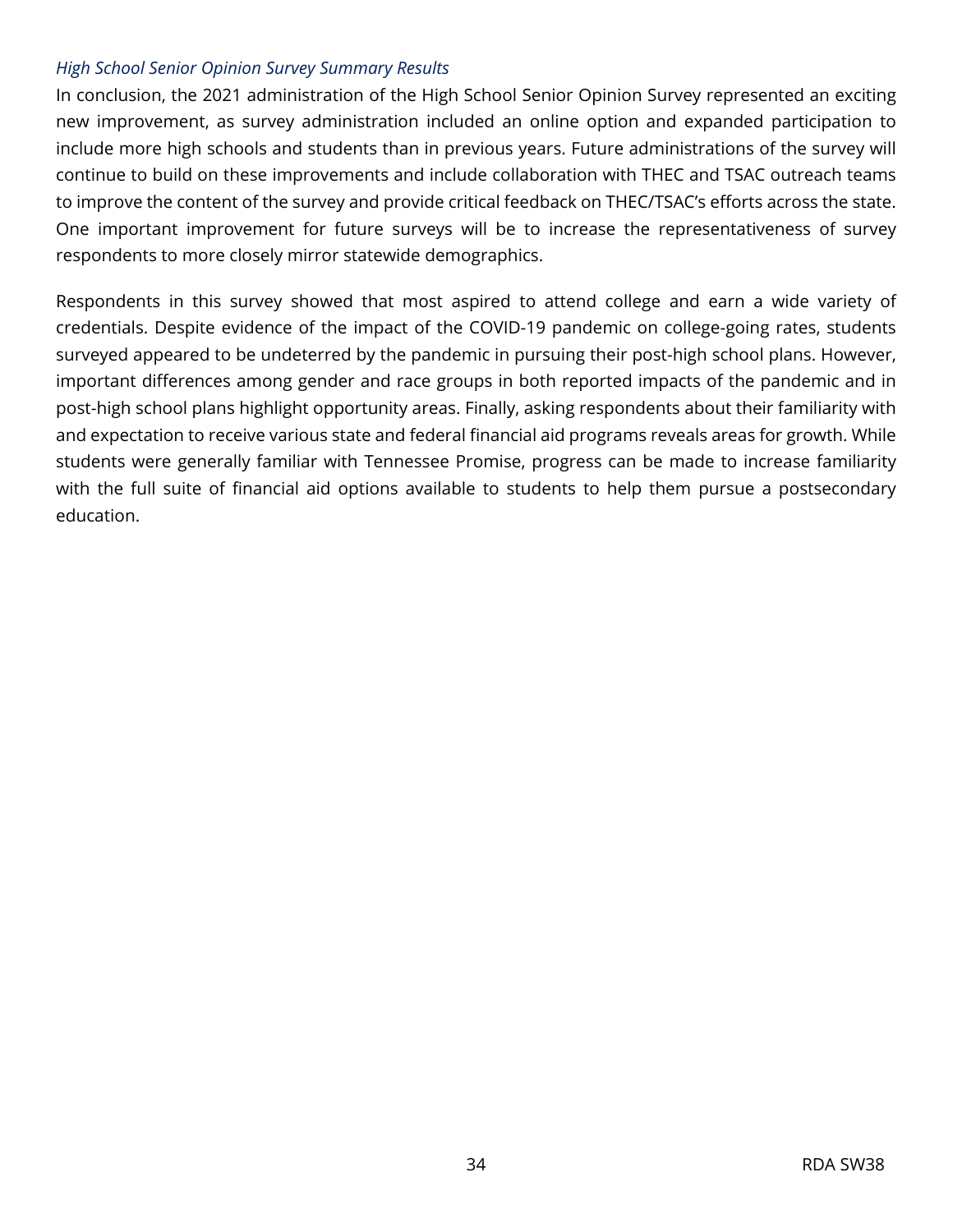### *High School Senior Opinion Survey Summary Results*

In conclusion, the 2021 administration of the High School Senior Opinion Survey represented an exciting new improvement, as survey administration included an online option and expanded participation to include more high schools and students than in previous years. Future administrations of the survey will continue to build on these improvements and include collaboration with THEC and TSAC outreach teams to improve the content of the survey and provide critical feedback on THEC/TSAC's efforts across the state. One important improvement for future surveys will be to increase the representativeness of survey respondents to more closely mirror statewide demographics.

Respondents in this survey showed that most aspired to attend college and earn a wide variety of credentials. Despite evidence of the impact of the COVID-19 pandemic on college-going rates, students surveyed appeared to be undeterred by the pandemic in pursuing their post-high school plans. However, important differences among gender and race groups in both reported impacts of the pandemic and in post-high school plans highlight opportunity areas. Finally, asking respondents about their familiarity with and expectation to receive various state and federal financial aid programs reveals areas for growth. While students were generally familiar with Tennessee Promise, progress can be made to increase familiarity with the full suite of financial aid options available to students to help them pursue a postsecondary education.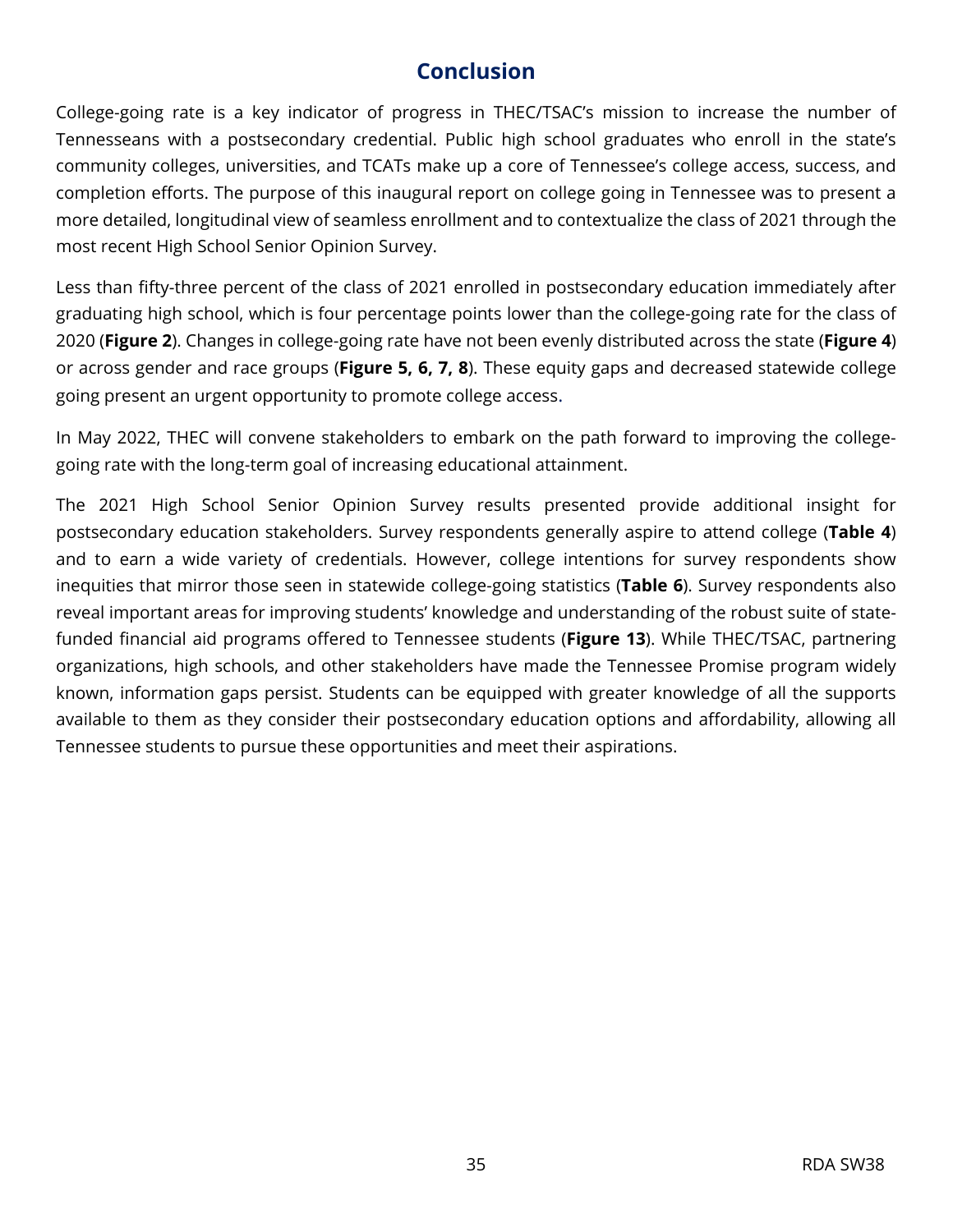# Conclusion

College-going rate is a key indicator of progress in THEC/TSAC's mission to increase the number of Tennesseans with a postsecondary credential. Public high school graduates who enroll in the state's community colleges, universities, and TCATs make up a core of Tennessee's college access, success, and completion efforts. The purpose of this inaugural report on college going in Tennessee was to present a more detailed, longitudinal view of seamless enrollment and to contextualize the class of 2021 through the most recent High School Senior Opinion Survey.

Less than fifty-three percent of the class of 2021 enrolled in postsecondary education immediately after graduating high school, which is four percentage points lower than the college-going rate for the class of 2020 (**Figure 2**). Changes in college-going rate have not been evenly distributed across the state (**Figure 4**) or across gender and race groups (**Figure 5, 6, 7, 8**). These equity gaps and decreased statewide college going present an urgent opportunity to promote college access.

In May 2022, THEC will convene stakeholders to embark on the path forward to improving the college-going rate with the long-term goal of increasing educational attainment.

The 2021 High School Senior Opinion Survey results presented provide additional insight for postsecondary education stakeholders. Survey respondents generally aspire to attend college (**Table 4**) and to earn a wide variety of credentials. However, college intentions for survey respondents show inequities that mirror those seen in statewide college-going statistics (**Table 6**). Survey respondents also reveal important areas for improving students' knowledge and understanding of the robust suite of state-funded financial aid programs offered to Tennessee students (**Figure 13**). While THEC/TSAC, partnering organizations, high schools, and other stakeholders have made the Tennessee Promise program widely known, information gaps persist. Students can be equipped with greater knowledge of all the supports available to them as they consider their postsecondary education options and affordability, allowing all Tennessee students to pursue these opportunities and meet their aspirations.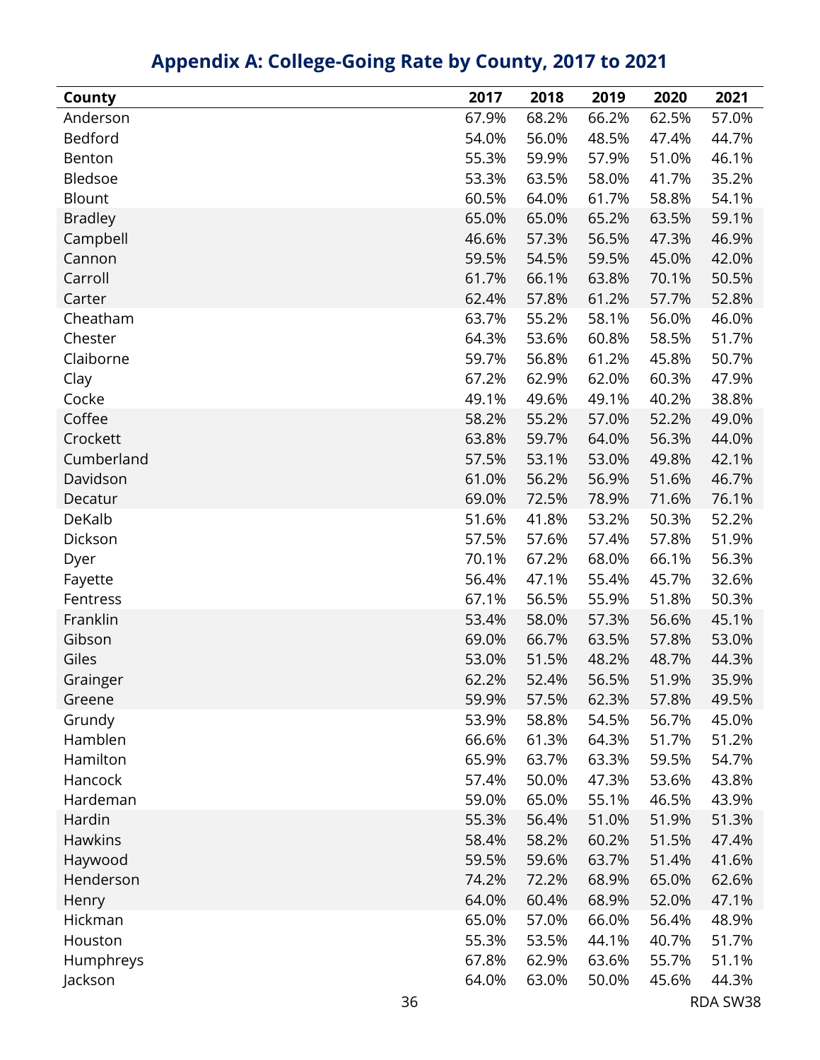# Appendix A: College-Going Rate by County, 2017 to 2021

| County | 2017 | 2018 | 2019 | 2020 | 2021 |
|---|---|---|---|---|---|
| Anderson | 67.9% | 68.2% | 66.2% | 62.5% | 57.0% |
| Bedford | 54.0% | 56.0% | 48.5% | 47.4% | 44.7% |
| Benton | 55.3% | 59.9% | 57.9% | 51.0% | 46.1% |
| Bledsoe | 53.3% | 63.5% | 58.0% | 41.7% | 35.2% |
| Blount | 60.5% | 64.0% | 61.7% | 58.8% | 54.1% |
| Bradley | 65.0% | 65.0% | 65.2% | 63.5% | 59.1% |
| Campbell | 46.6% | 57.3% | 56.5% | 47.3% | 46.9% |
| Cannon | 59.5% | 54.5% | 59.5% | 45.0% | 42.0% |
| Carroll | 61.7% | 66.1% | 63.8% | 70.1% | 50.5% |
| Carter | 62.4% | 57.8% | 61.2% | 57.7% | 52.8% |
| Cheatham | 63.7% | 55.2% | 58.1% | 56.0% | 46.0% |
| Chester | 64.3% | 53.6% | 60.8% | 58.5% | 51.7% |
| Claiborne | 59.7% | 56.8% | 61.2% | 45.8% | 50.7% |
| Clay | 67.2% | 62.9% | 62.0% | 60.3% | 47.9% |
| Cocke | 49.1% | 49.6% | 49.1% | 40.2% | 38.8% |
| Coffee | 58.2% | 55.2% | 57.0% | 52.2% | 49.0% |
| Crockett | 63.8% | 59.7% | 64.0% | 56.3% | 44.0% |
| Cumberland | 57.5% | 53.1% | 53.0% | 49.8% | 42.1% |
| Davidson | 61.0% | 56.2% | 56.9% | 51.6% | 46.7% |
| Decatur | 69.0% | 72.5% | 78.9% | 71.6% | 76.1% |
| DeKalb | 51.6% | 41.8% | 53.2% | 50.3% | 52.2% |
| Dickson | 57.5% | 57.6% | 57.4% | 57.8% | 51.9% |
| Dyer | 70.1% | 67.2% | 68.0% | 66.1% | 56.3% |
| Fayette | 56.4% | 47.1% | 55.4% | 45.7% | 32.6% |
| Fentress | 67.1% | 56.5% | 55.9% | 51.8% | 50.3% |
| Franklin | 53.4% | 58.0% | 57.3% | 56.6% | 45.1% |
| Gibson | 69.0% | 66.7% | 63.5% | 57.8% | 53.0% |
| Giles | 53.0% | 51.5% | 48.2% | 48.7% | 44.3% |
| Grainger | 62.2% | 52.4% | 56.5% | 51.9% | 35.9% |
| Greene | 59.9% | 57.5% | 62.3% | 57.8% | 49.5% |
| Grundy | 53.9% | 58.8% | 54.5% | 56.7% | 45.0% |
| Hamblen | 66.6% | 61.3% | 64.3% | 51.7% | 51.2% |
| Hamilton | 65.9% | 63.7% | 63.3% | 59.5% | 54.7% |
| Hancock | 57.4% | 50.0% | 47.3% | 53.6% | 43.8% |
| Hardeman | 59.0% | 65.0% | 55.1% | 46.5% | 43.9% |
| Hardin | 55.3% | 56.4% | 51.0% | 51.9% | 51.3% |
| Hawkins | 58.4% | 58.2% | 60.2% | 51.5% | 47.4% |
| Haywood | 59.5% | 59.6% | 63.7% | 51.4% | 41.6% |
| Henderson | 74.2% | 72.2% | 68.9% | 65.0% | 62.6% |
| Henry | 64.0% | 60.4% | 68.9% | 52.0% | 47.1% |
| Hickman | 65.0% | 57.0% | 66.0% | 56.4% | 48.9% |
| Houston | 55.3% | 53.5% | 44.1% | 40.7% | 51.7% |
| Humphreys | 67.8% | 62.9% | 63.6% | 55.7% | 51.1% |
| Jackson | 64.0% | 63.0% | 50.0% | 45.6% | 44.3% |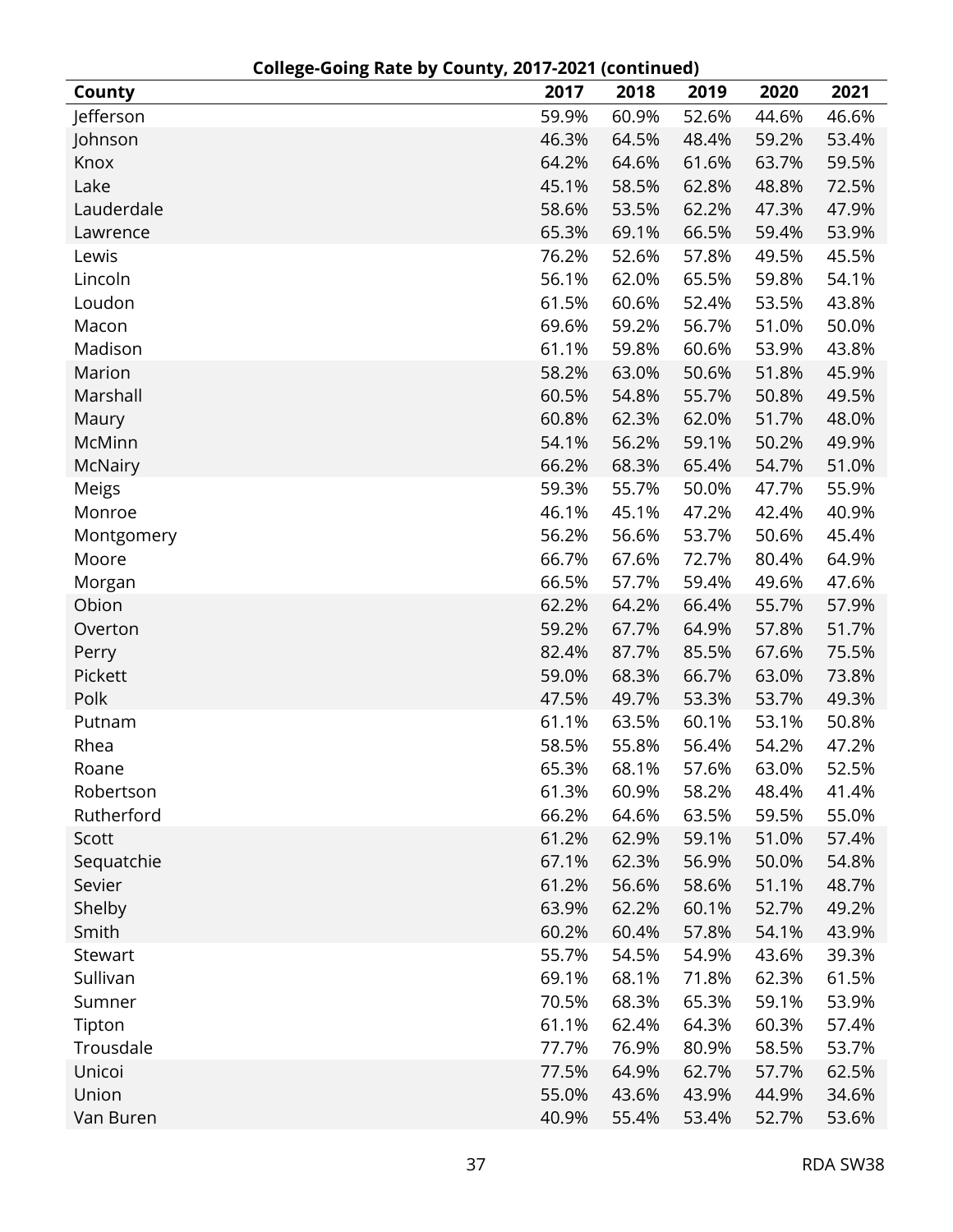**College-Going Rate by County, 2017-2021 (continued)**

| County | 2017 | 2018 | 2019 | 2020 | 2021 |
|---|---|---|---|---|---|
| Jefferson | 59.9% | 60.9% | 52.6% | 44.6% | 46.6% |
| Johnson | 46.3% | 64.5% | 48.4% | 59.2% | 53.4% |
| Knox | 64.2% | 64.6% | 61.6% | 63.7% | 59.5% |
| Lake | 45.1% | 58.5% | 62.8% | 48.8% | 72.5% |
| Lauderdale | 58.6% | 53.5% | 62.2% | 47.3% | 47.9% |
| Lawrence | 65.3% | 69.1% | 66.5% | 59.4% | 53.9% |
| Lewis | 76.2% | 52.6% | 57.8% | 49.5% | 45.5% |
| Lincoln | 56.1% | 62.0% | 65.5% | 59.8% | 54.1% |
| Loudon | 61.5% | 60.6% | 52.4% | 53.5% | 43.8% |
| Macon | 69.6% | 59.2% | 56.7% | 51.0% | 50.0% |
| Madison | 61.1% | 59.8% | 60.6% | 53.9% | 43.8% |
| Marion | 58.2% | 63.0% | 50.6% | 51.8% | 45.9% |
| Marshall | 60.5% | 54.8% | 55.7% | 50.8% | 49.5% |
| Maury | 60.8% | 62.3% | 62.0% | 51.7% | 48.0% |
| McMinn | 54.1% | 56.2% | 59.1% | 50.2% | 49.9% |
| McNairy | 66.2% | 68.3% | 65.4% | 54.7% | 51.0% |
| Meigs | 59.3% | 55.7% | 50.0% | 47.7% | 55.9% |
| Monroe | 46.1% | 45.1% | 47.2% | 42.4% | 40.9% |
| Montgomery | 56.2% | 56.6% | 53.7% | 50.6% | 45.4% |
| Moore | 66.7% | 67.6% | 72.7% | 80.4% | 64.9% |
| Morgan | 66.5% | 57.7% | 59.4% | 49.6% | 47.6% |
| Obion | 62.2% | 64.2% | 66.4% | 55.7% | 57.9% |
| Overton | 59.2% | 67.7% | 64.9% | 57.8% | 51.7% |
| Perry | 82.4% | 87.7% | 85.5% | 67.6% | 75.5% |
| Pickett | 59.0% | 68.3% | 66.7% | 63.0% | 73.8% |
| Polk | 47.5% | 49.7% | 53.3% | 53.7% | 49.3% |
| Putnam | 61.1% | 63.5% | 60.1% | 53.1% | 50.8% |
| Rhea | 58.5% | 55.8% | 56.4% | 54.2% | 47.2% |
| Roane | 65.3% | 68.1% | 57.6% | 63.0% | 52.5% |
| Robertson | 61.3% | 60.9% | 58.2% | 48.4% | 41.4% |
| Rutherford | 66.2% | 64.6% | 63.5% | 59.5% | 55.0% |
| Scott | 61.2% | 62.9% | 59.1% | 51.0% | 57.4% |
| Sequatchie | 67.1% | 62.3% | 56.9% | 50.0% | 54.8% |
| Sevier | 61.2% | 56.6% | 58.6% | 51.1% | 48.7% |
| Shelby | 63.9% | 62.2% | 60.1% | 52.7% | 49.2% |
| Smith | 60.2% | 60.4% | 57.8% | 54.1% | 43.9% |
| Stewart | 55.7% | 54.5% | 54.9% | 43.6% | 39.3% |
| Sullivan | 69.1% | 68.1% | 71.8% | 62.3% | 61.5% |
| Sumner | 70.5% | 68.3% | 65.3% | 59.1% | 53.9% |
| Tipton | 61.1% | 62.4% | 64.3% | 60.3% | 57.4% |
| Trousdale | 77.7% | 76.9% | 80.9% | 58.5% | 53.7% |
| Unicoi | 77.5% | 64.9% | 62.7% | 57.7% | 62.5% |
| Union | 55.0% | 43.6% | 43.9% | 44.9% | 34.6% |
| Van Buren | 40.9% | 55.4% | 53.4% | 52.7% | 53.6% |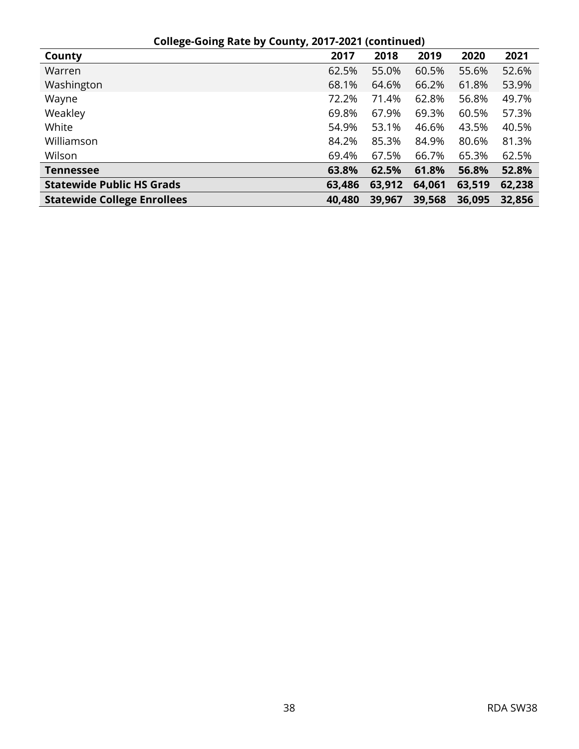**College-Going Rate by County, 2017-2021 (continued)**

| County | 2017 | 2018 | 2019 | 2020 | 2021 |
|---|---|---|---|---|---|
| Warren | 62.5% | 55.0% | 60.5% | 55.6% | 52.6% |
| Washington | 68.1% | 64.6% | 66.2% | 61.8% | 53.9% |
| Wayne | 72.2% | 71.4% | 62.8% | 56.8% | 49.7% |
| Weakley | 69.8% | 67.9% | 69.3% | 60.5% | 57.3% |
| White | 54.9% | 53.1% | 46.6% | 43.5% | 40.5% |
| Williamson | 84.2% | 85.3% | 84.9% | 80.6% | 81.3% |
| Wilson | 69.4% | 67.5% | 66.7% | 65.3% | 62.5% |
| **Tennessee** | **63.8%** | **62.5%** | **61.8%** | **56.8%** | **52.8%** |
| **Statewide Public HS Grads** | **63,486** | **63,912** | **64,061** | **63,519** | **62,238** |
| **Statewide College Enrollees** | **40,480** | **39,967** | **39,568** | **36,095** | **32,856** |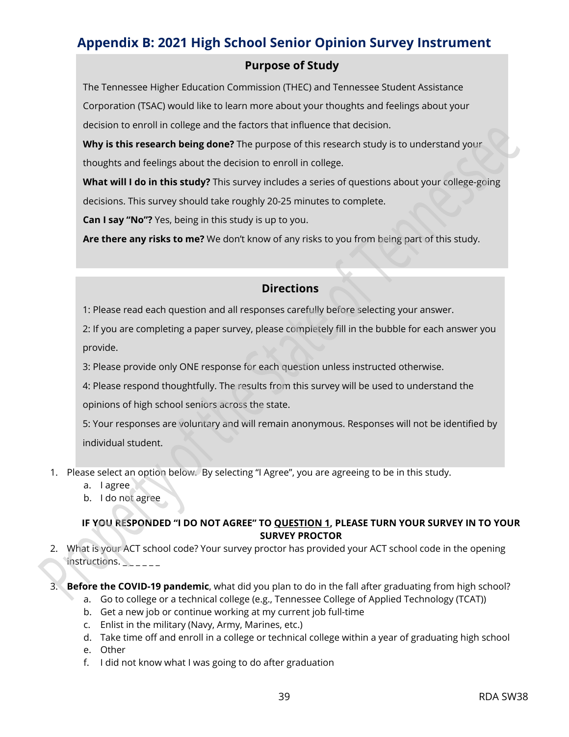## Appendix B: 2021 High School Senior Opinion Survey Instrument

### Purpose of Study

The Tennessee Higher Education Commission (THEC) and Tennessee Student Assistance Corporation (TSAC) would like to learn more about your thoughts and feelings about your decision to enroll in college and the factors that influence that decision.

**Why is this research being done?** The purpose of this research study is to understand your thoughts and feelings about the decision to enroll in college.

**What will I do in this study?** This survey includes a series of questions about your college-going decisions. This survey should take roughly 20-25 minutes to complete.

**Can I say "No"?** Yes, being in this study is up to you.

**Are there any risks to me?** We don't know of any risks to you from being part of this study.

### Directions

1: Please read each question and all responses carefully before selecting your answer.

2: If you are completing a paper survey, please completely fill in the bubble for each answer you provide.

3: Please provide only ONE response for each question unless instructed otherwise.

4: Please respond thoughtfully. The results from this survey will be used to understand the opinions of high school seniors across the state.

5: Your responses are voluntary and will remain anonymous. Responses will not be identified by individual student.

1. Please select an option below. By selecting "I Agree", you are agreeing to be in this study.
   a. I agree
   b. I do not agree

**IF YOU RESPONDED "I DO NOT AGREE" TO QUESTION 1, PLEASE TURN YOUR SURVEY IN TO YOUR SURVEY PROCTOR**

2. What is your ACT school code? Your survey proctor has provided your ACT school code in the opening instructions. _ _ _ _ _ _

3. **Before the COVID-19 pandemic**, what did you plan to do in the fall after graduating from high school?
   a. Go to college or a technical college (e.g., Tennessee College of Applied Technology (TCAT))
   b. Get a new job or continue working at my current job full-time
   c. Enlist in the military (Navy, Army, Marines, etc.)
   d. Take time off and enroll in a college or technical college within a year of graduating high school
   e. Other
   f. I did not know what I was going to do after graduation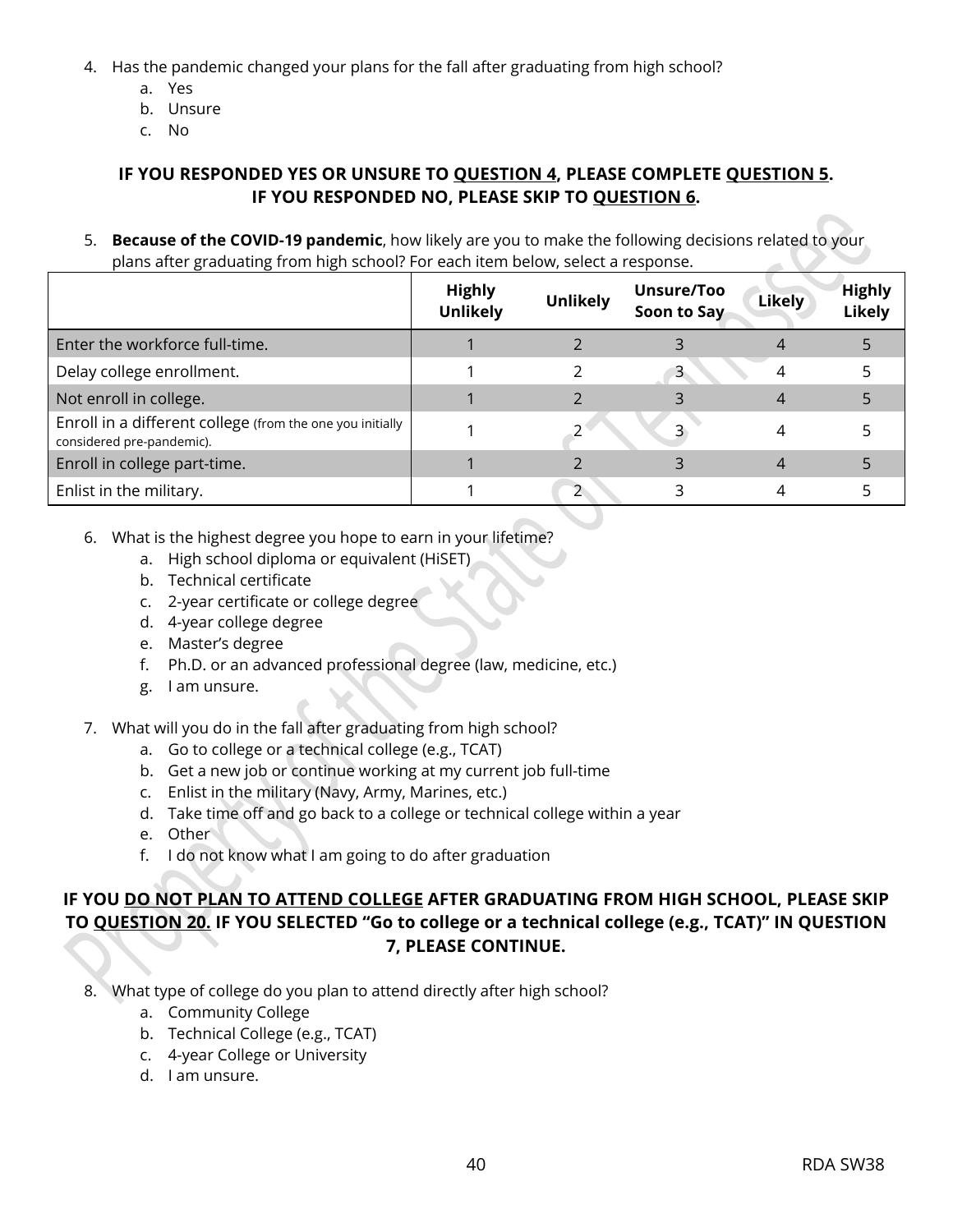4. Has the pandemic changed your plans for the fall after graduating from high school?
    a. Yes
    b. Unsure
    c. No

**IF YOU RESPONDED YES OR UNSURE TO QUESTION 4, PLEASE COMPLETE QUESTION 5. IF YOU RESPONDED NO, PLEASE SKIP TO QUESTION 6.**

5. **Because of the COVID-19 pandemic**, how likely are you to make the following decisions related to your plans after graduating from high school? For each item below, select a response.

| | Highly Unlikely | Unlikely | Unsure/Too Soon to Say | Likely | Highly Likely |
|---|---|---|---|---|---|
| Enter the workforce full-time. | 1 | 2 | 3 | 4 | 5 |
| Delay college enrollment. | 1 | 2 | 3 | 4 | 5 |
| Not enroll in college. | 1 | 2 | 3 | 4 | 5 |
| Enroll in a different college (from the one you initially considered pre-pandemic). | 1 | 2 | 3 | 4 | 5 |
| Enroll in college part-time. | 1 | 2 | 3 | 4 | 5 |
| Enlist in the military. | 1 | 2 | 3 | 4 | 5 |

6. What is the highest degree you hope to earn in your lifetime?
    a. High school diploma or equivalent (HiSET)
    b. Technical certificate
    c. 2-year certificate or college degree
    d. 4-year college degree
    e. Master's degree
    f. Ph.D. or an advanced professional degree (law, medicine, etc.)
    g. I am unsure.

7. What will you do in the fall after graduating from high school?
    a. Go to college or a technical college (e.g., TCAT)
    b. Get a new job or continue working at my current job full-time
    c. Enlist in the military (Navy, Army, Marines, etc.)
    d. Take time off and go back to a college or technical college within a year
    e. Other
    f. I do not know what I am going to do after graduation

**IF YOU DO NOT PLAN TO ATTEND COLLEGE AFTER GRADUATING FROM HIGH SCHOOL, PLEASE SKIP TO QUESTION 20. IF YOU SELECTED "Go to college or a technical college (e.g., TCAT)" IN QUESTION 7, PLEASE CONTINUE.**

8. What type of college do you plan to attend directly after high school?
    a. Community College
    b. Technical College (e.g., TCAT)
    c. 4-year College or University
    d. I am unsure.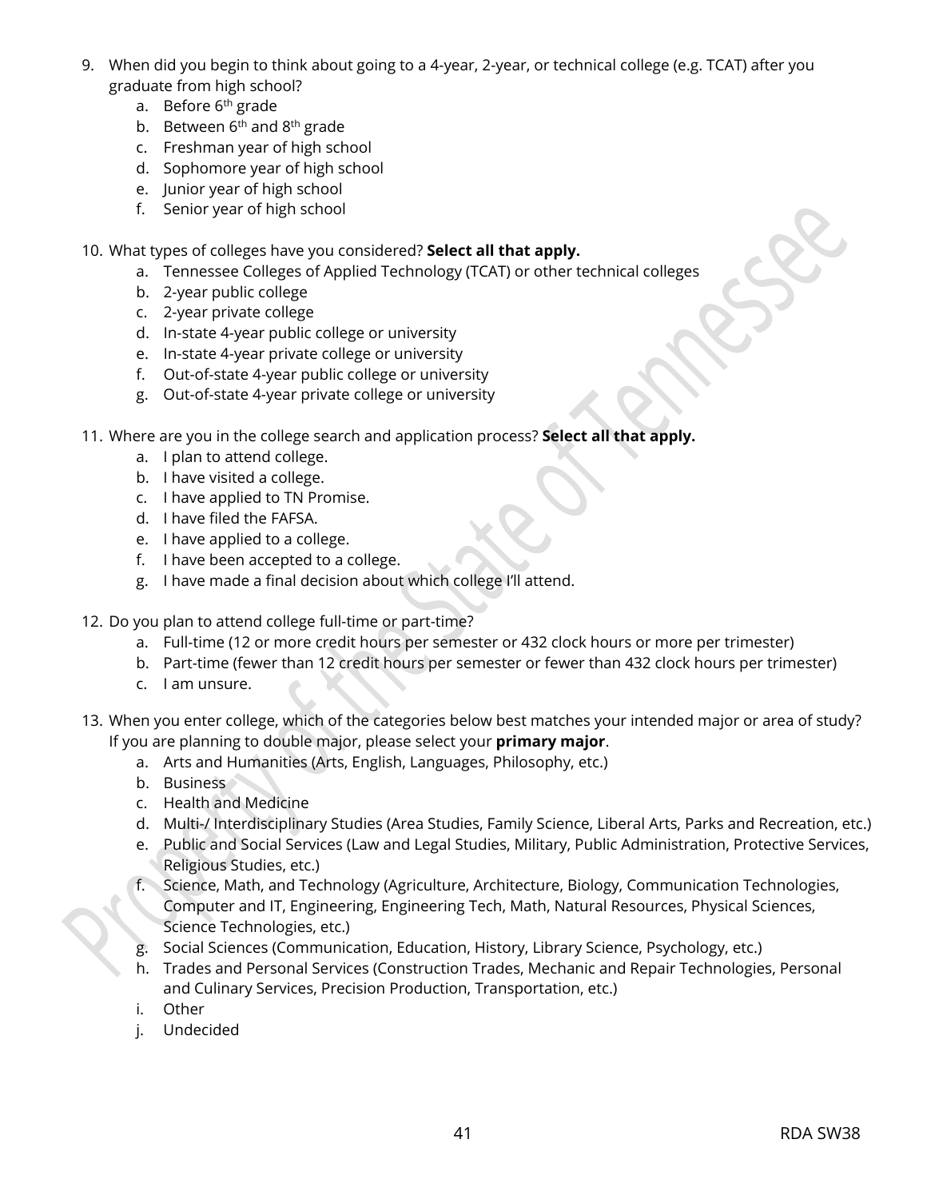9. When did you begin to think about going to a 4-year, 2-year, or technical college (e.g. TCAT) after you graduate from high school?
   a. Before 6th grade
   b. Between 6th and 8th grade
   c. Freshman year of high school
   d. Sophomore year of high school
   e. Junior year of high school
   f. Senior year of high school

10. What types of colleges have you considered? **Select all that apply.**
    a. Tennessee Colleges of Applied Technology (TCAT) or other technical colleges
    b. 2-year public college
    c. 2-year private college
    d. In-state 4-year public college or university
    e. In-state 4-year private college or university
    f. Out-of-state 4-year public college or university
    g. Out-of-state 4-year private college or university

11. Where are you in the college search and application process? **Select all that apply.**
    a. I plan to attend college.
    b. I have visited a college.
    c. I have applied to TN Promise.
    d. I have filed the FAFSA.
    e. I have applied to a college.
    f. I have been accepted to a college.
    g. I have made a final decision about which college I'll attend.

12. Do you plan to attend college full-time or part-time?
    a. Full-time (12 or more credit hours per semester or 432 clock hours or more per trimester)
    b. Part-time (fewer than 12 credit hours per semester or fewer than 432 clock hours per trimester)
    c. I am unsure.

13. When you enter college, which of the categories below best matches your intended major or area of study? If you are planning to double major, please select your **primary major**.
    a. Arts and Humanities (Arts, English, Languages, Philosophy, etc.)
    b. Business
    c. Health and Medicine
    d. Multi-/ Interdisciplinary Studies (Area Studies, Family Science, Liberal Arts, Parks and Recreation, etc.)
    e. Public and Social Services (Law and Legal Studies, Military, Public Administration, Protective Services, Religious Studies, etc.)
    f. Science, Math, and Technology (Agriculture, Architecture, Biology, Communication Technologies, Computer and IT, Engineering, Engineering Tech, Math, Natural Resources, Physical Sciences, Science Technologies, etc.)
    g. Social Sciences (Communication, Education, History, Library Science, Psychology, etc.)
    h. Trades and Personal Services (Construction Trades, Mechanic and Repair Technologies, Personal and Culinary Services, Precision Production, Transportation, etc.)
    i. Other
    j. Undecided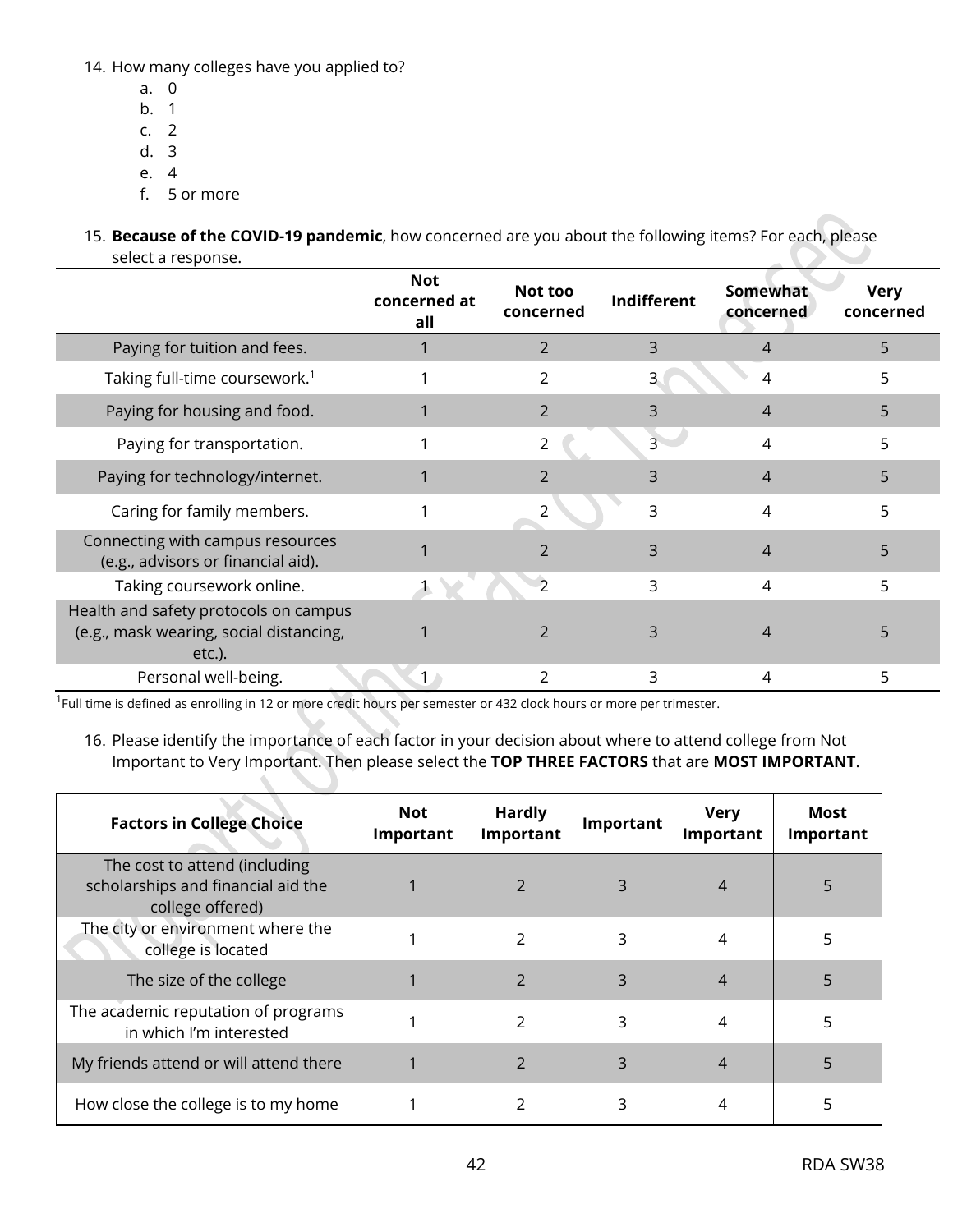14. How many colleges have you applied to?
    a. 0
    b. 1
    c. 2
    d. 3
    e. 4
    f. 5 or more

15. **Because of the COVID-19 pandemic**, how concerned are you about the following items? For each, please select a response.

| | Not concerned at all | Not too concerned | Indifferent | Somewhat concerned | Very concerned |
|---|---|---|---|---|---|
| Paying for tuition and fees. | 1 | 2 | 3 | 4 | 5 |
| Taking full-time coursework.[1] | 1 | 2 | 3 | 4 | 5 |
| Paying for housing and food. | 1 | 2 | 3 | 4 | 5 |
| Paying for transportation. | 1 | 2 | 3 | 4 | 5 |
| Paying for technology/internet. | 1 | 2 | 3 | 4 | 5 |
| Caring for family members. | 1 | 2 | 3 | 4 | 5 |
| Connecting with campus resources (e.g., advisors or financial aid). | 1 | 2 | 3 | 4 | 5 |
| Taking coursework online. | 1 | 2 | 3 | 4 | 5 |
| Health and safety protocols on campus (e.g., mask wearing, social distancing, etc.). | 1 | 2 | 3 | 4 | 5 |
| Personal well-being. | 1 | 2 | 3 | 4 | 5 |

[1]Full time is defined as enrolling in 12 or more credit hours per semester or 432 clock hours or more per trimester.

16. Please identify the importance of each factor in your decision about where to attend college from Not Important to Very Important. Then please select the **TOP THREE FACTORS** that are **MOST IMPORTANT**.

| Factors in College Choice | Not Important | Hardly Important | Important | Very Important | Most Important |
|---|---|---|---|---|---|
| The cost to attend (including scholarships and financial aid the college offered) | 1 | 2 | 3 | 4 | 5 |
| The city or environment where the college is located | 1 | 2 | 3 | 4 | 5 |
| The size of the college | 1 | 2 | 3 | 4 | 5 |
| The academic reputation of programs in which I'm interested | 1 | 2 | 3 | 4 | 5 |
| My friends attend or will attend there | 1 | 2 | 3 | 4 | 5 |
| How close the college is to my home | 1 | 2 | 3 | 4 | 5 |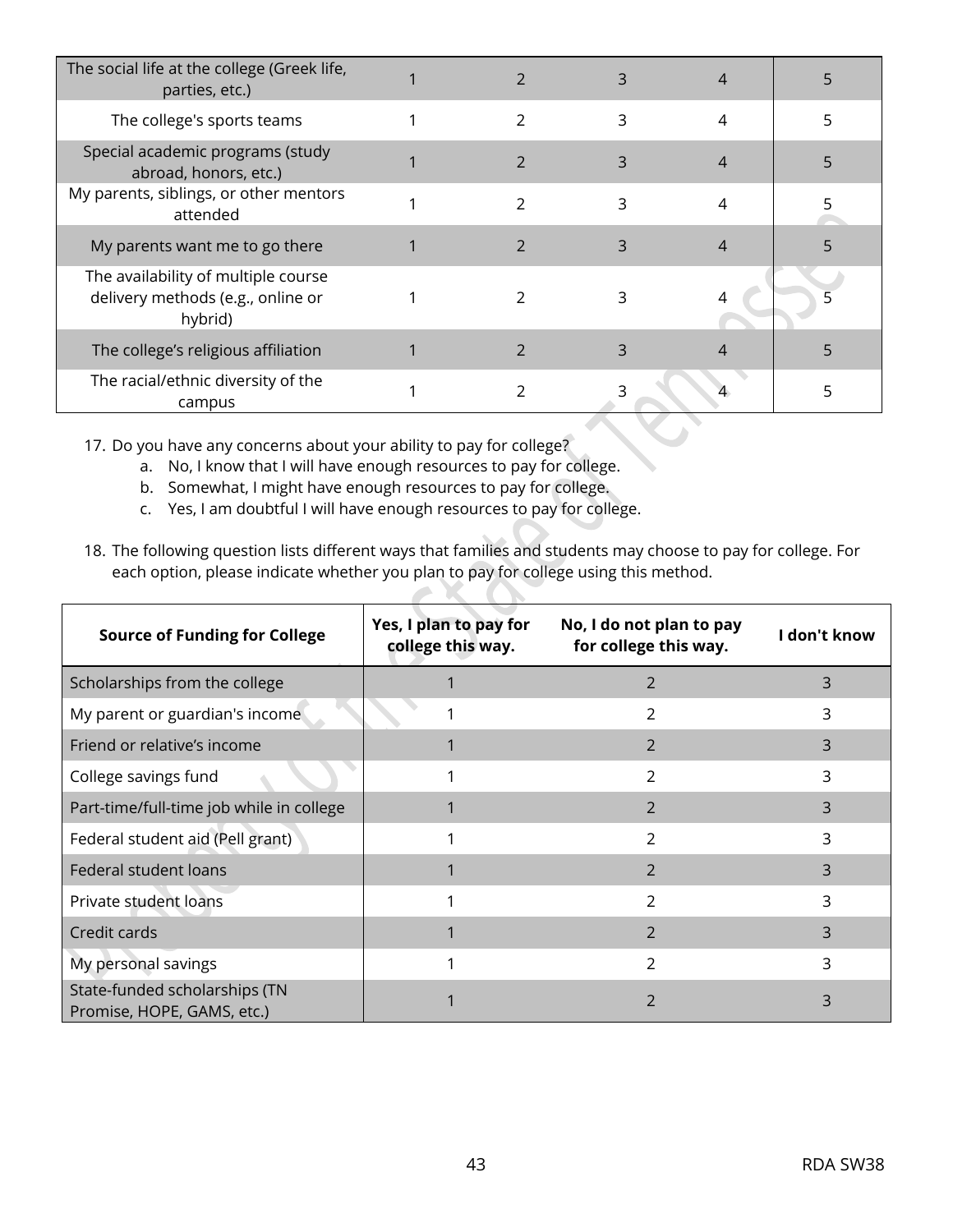| | | | | | |
|---|---|---|---|---|---|
| The social life at the college (Greek life, parties, etc.) | 1 | 2 | 3 | 4 | 5 |
| The college's sports teams | 1 | 2 | 3 | 4 | 5 |
| Special academic programs (study abroad, honors, etc.) | 1 | 2 | 3 | 4 | 5 |
| My parents, siblings, or other mentors attended | 1 | 2 | 3 | 4 | 5 |
| My parents want me to go there | 1 | 2 | 3 | 4 | 5 |
| The availability of multiple course delivery methods (e.g., online or hybrid) | 1 | 2 | 3 | 4 | 5 |
| The college's religious affiliation | 1 | 2 | 3 | 4 | 5 |
| The racial/ethnic diversity of the campus | 1 | 2 | 3 | 4 | 5 |

17. Do you have any concerns about your ability to pay for college?
    a. No, I know that I will have enough resources to pay for college.
    b. Somewhat, I might have enough resources to pay for college.
    c. Yes, I am doubtful I will have enough resources to pay for college.

18. The following question lists different ways that families and students may choose to pay for college. For each option, please indicate whether you plan to pay for college using this method.

| Source of Funding for College | Yes, I plan to pay for college this way. | No, I do not plan to pay for college this way. | I don't know |
|---|---|---|---|
| Scholarships from the college | 1 | 2 | 3 |
| My parent or guardian's income | 1 | 2 | 3 |
| Friend or relative's income | 1 | 2 | 3 |
| College savings fund | 1 | 2 | 3 |
| Part-time/full-time job while in college | 1 | 2 | 3 |
| Federal student aid (Pell grant) | 1 | 2 | 3 |
| Federal student loans | 1 | 2 | 3 |
| Private student loans | 1 | 2 | 3 |
| Credit cards | 1 | 2 | 3 |
| My personal savings | 1 | 2 | 3 |
| State-funded scholarships (TN Promise, HOPE, GAMS, etc.) | 1 | 2 | 3 |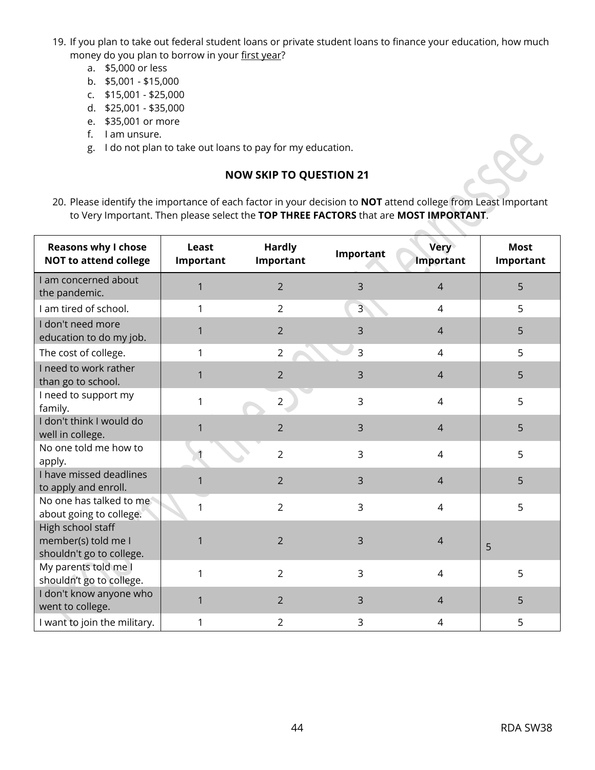19. If you plan to take out federal student loans or private student loans to finance your education, how much money do you plan to borrow in your first year?
    a. $5,000 or less
    b. $5,001 - $15,000
    c. $15,001 - $25,000
    d. $25,001 - $35,000
    e. $35,001 or more
    f. I am unsure.
    g. I do not plan to take out loans to pay for my education.

**NOW SKIP TO QUESTION 21**

20. Please identify the importance of each factor in your decision to **NOT** attend college from Least Important to Very Important. Then please select the **TOP THREE FACTORS** that are **MOST IMPORTANT**.

| Reasons why I chose NOT to attend college | Least Important | Hardly Important | Important | Very Important | Most Important |
|---|---|---|---|---|---|
| I am concerned about the pandemic. | 1 | 2 | 3 | 4 | 5 |
| I am tired of school. | 1 | 2 | 3 | 4 | 5 |
| I don't need more education to do my job. | 1 | 2 | 3 | 4 | 5 |
| The cost of college. | 1 | 2 | 3 | 4 | 5 |
| I need to work rather than go to school. | 1 | 2 | 3 | 4 | 5 |
| I need to support my family. | 1 | 2 | 3 | 4 | 5 |
| I don't think I would do well in college. | 1 | 2 | 3 | 4 | 5 |
| No one told me how to apply. | 1 | 2 | 3 | 4 | 5 |
| I have missed deadlines to apply and enroll. | 1 | 2 | 3 | 4 | 5 |
| No one has talked to me about going to college. | 1 | 2 | 3 | 4 | 5 |
| High school staff member(s) told me I shouldn't go to college. | 1 | 2 | 3 | 4 | 5 |
| My parents told me I shouldn't go to college. | 1 | 2 | 3 | 4 | 5 |
| I don't know anyone who went to college. | 1 | 2 | 3 | 4 | 5 |
| I want to join the military. | 1 | 2 | 3 | 4 | 5 |

RDA SW38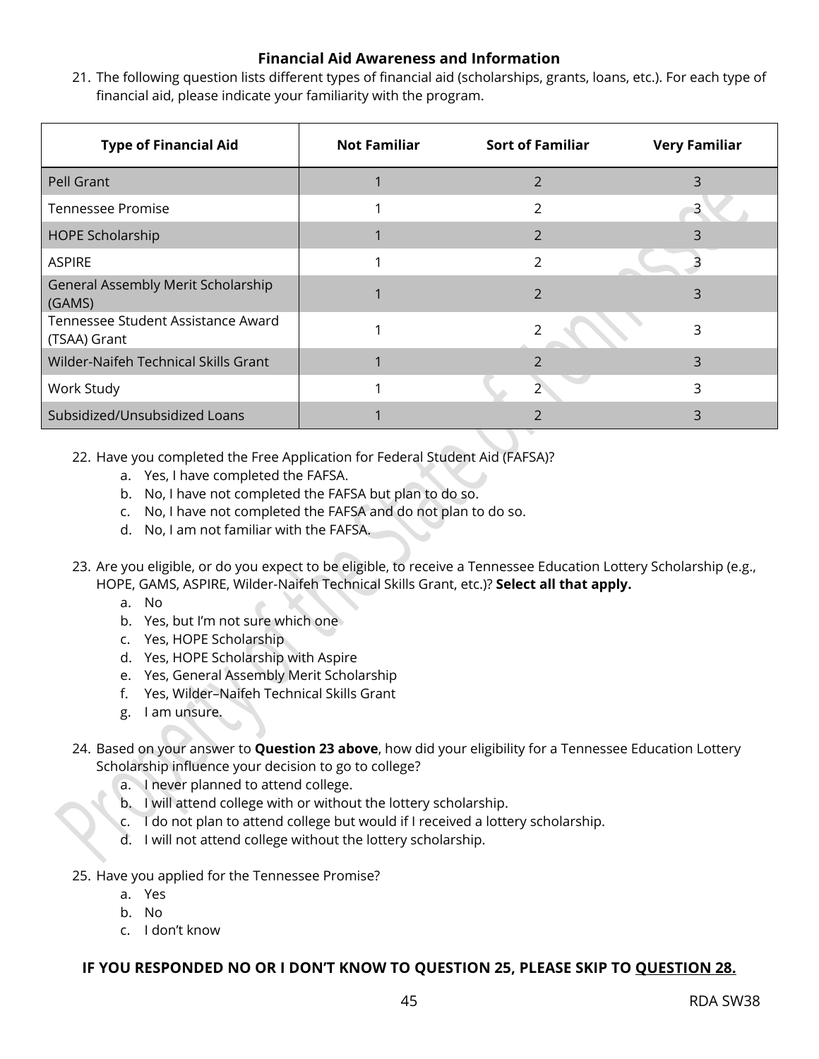### Financial Aid Awareness and Information

21. The following question lists different types of financial aid (scholarships, grants, loans, etc.). For each type of financial aid, please indicate your familiarity with the program.

| Type of Financial Aid | Not Familiar | Sort of Familiar | Very Familiar |
|---|---|---|---|
| Pell Grant | 1 | 2 | 3 |
| Tennessee Promise | 1 | 2 | 3 |
| HOPE Scholarship | 1 | 2 | 3 |
| ASPIRE | 1 | 2 | 3 |
| General Assembly Merit Scholarship (GAMS) | 1 | 2 | 3 |
| Tennessee Student Assistance Award (TSAA) Grant | 1 | 2 | 3 |
| Wilder-Naifeh Technical Skills Grant | 1 | 2 | 3 |
| Work Study | 1 | 2 | 3 |
| Subsidized/Unsubsidized Loans | 1 | 2 | 3 |

22. Have you completed the Free Application for Federal Student Aid (FAFSA)?
    a. Yes, I have completed the FAFSA.
    b. No, I have not completed the FAFSA but plan to do so.
    c. No, I have not completed the FAFSA and do not plan to do so.
    d. No, I am not familiar with the FAFSA.

23. Are you eligible, or do you expect to be eligible, to receive a Tennessee Education Lottery Scholarship (e.g., HOPE, GAMS, ASPIRE, Wilder-Naifeh Technical Skills Grant, etc.)? **Select all that apply.**
    a. No
    b. Yes, but I'm not sure which one
    c. Yes, HOPE Scholarship
    d. Yes, HOPE Scholarship with Aspire
    e. Yes, General Assembly Merit Scholarship
    f. Yes, Wilder–Naifeh Technical Skills Grant
    g. I am unsure.

24. Based on your answer to **Question 23 above**, how did your eligibility for a Tennessee Education Lottery Scholarship influence your decision to go to college?
    a. I never planned to attend college.
    b. I will attend college with or without the lottery scholarship.
    c. I do not plan to attend college but would if I received a lottery scholarship.
    d. I will not attend college without the lottery scholarship.

25. Have you applied for the Tennessee Promise?
    a. Yes
    b. No
    c. I don't know

**IF YOU RESPONDED NO OR I DON'T KNOW TO QUESTION 25, PLEASE SKIP TO QUESTION 28.**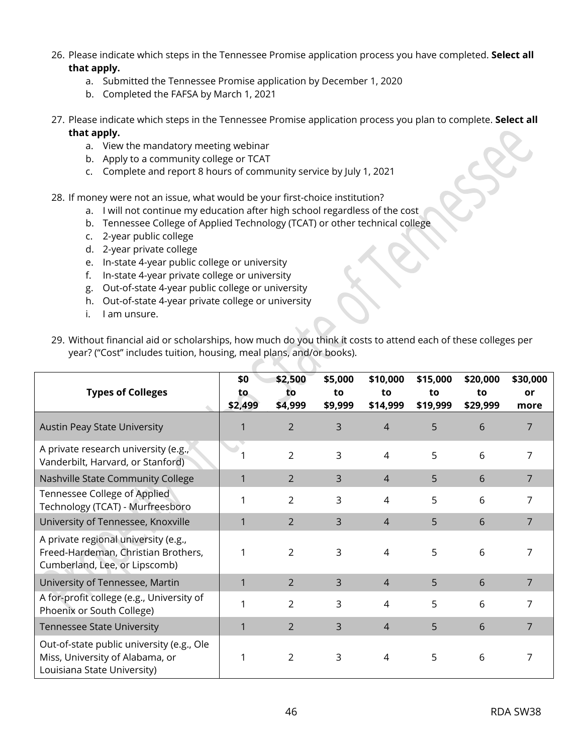26. Please indicate which steps in the Tennessee Promise application process you have completed. **Select all that apply.**
    a. Submitted the Tennessee Promise application by December 1, 2020
    b. Completed the FAFSA by March 1, 2021

27. Please indicate which steps in the Tennessee Promise application process you plan to complete. **Select all that apply.**
    a. View the mandatory meeting webinar
    b. Apply to a community college or TCAT
    c. Complete and report 8 hours of community service by July 1, 2021

28. If money were not an issue, what would be your first-choice institution?
    a. I will not continue my education after high school regardless of the cost
    b. Tennessee College of Applied Technology (TCAT) or other technical college
    c. 2-year public college
    d. 2-year private college
    e. In-state 4-year public college or university
    f. In-state 4-year private college or university
    g. Out-of-state 4-year public college or university
    h. Out-of-state 4-year private college or university
    i. I am unsure.

29. Without financial aid or scholarships, how much do you think it costs to attend each of these colleges per year? ("Cost" includes tuition, housing, meal plans, and/or books).

| Types of Colleges | $0 to $2,499 | $2,500 to $4,999 | $5,000 to $9,999 | $10,000 to $14,999 | $15,000 to $19,999 | $20,000 to $29,999 | $30,000 or more |
|---|---|---|---|---|---|---|---|
| Austin Peay State University | 1 | 2 | 3 | 4 | 5 | 6 | 7 |
| A private research university (e.g., Vanderbilt, Harvard, or Stanford) | 1 | 2 | 3 | 4 | 5 | 6 | 7 |
| Nashville State Community College | 1 | 2 | 3 | 4 | 5 | 6 | 7 |
| Tennessee College of Applied Technology (TCAT) - Murfreesboro | 1 | 2 | 3 | 4 | 5 | 6 | 7 |
| University of Tennessee, Knoxville | 1 | 2 | 3 | 4 | 5 | 6 | 7 |
| A private regional university (e.g., Freed-Hardeman, Christian Brothers, Cumberland, Lee, or Lipscomb) | 1 | 2 | 3 | 4 | 5 | 6 | 7 |
| University of Tennessee, Martin | 1 | 2 | 3 | 4 | 5 | 6 | 7 |
| A for-profit college (e.g., University of Phoenix or South College) | 1 | 2 | 3 | 4 | 5 | 6 | 7 |
| Tennessee State University | 1 | 2 | 3 | 4 | 5 | 6 | 7 |
| Out-of-state public university (e.g., Ole Miss, University of Alabama, or Louisiana State University) | 1 | 2 | 3 | 4 | 5 | 6 | 7 |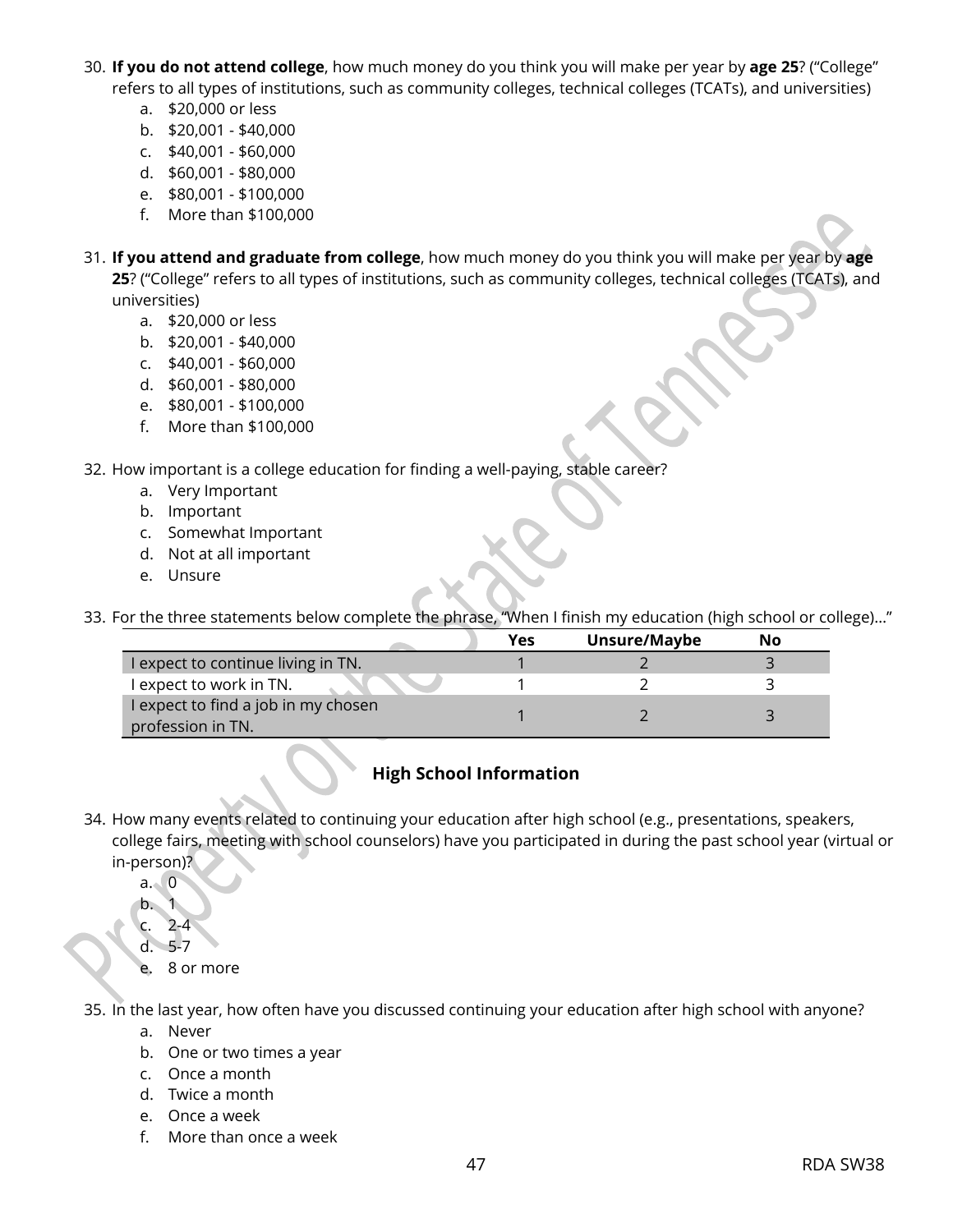30. **If you do not attend college**, how much money do you think you will make per year by **age 25**? ("College" refers to all types of institutions, such as community colleges, technical colleges (TCATs), and universities)
    a. $20,000 or less
    b. $20,001 - $40,000
    c. $40,001 - $60,000
    d. $60,001 - $80,000
    e. $80,001 - $100,000
    f. More than $100,000

31. **If you attend and graduate from college**, how much money do you think you will make per year by **age 25**? ("College" refers to all types of institutions, such as community colleges, technical colleges (TCATs), and universities)
    a. $20,000 or less
    b. $20,001 - $40,000
    c. $40,001 - $60,000
    d. $60,001 - $80,000
    e. $80,001 - $100,000
    f. More than $100,000

32. How important is a college education for finding a well-paying, stable career?
    a. Very Important
    b. Important
    c. Somewhat Important
    d. Not at all important
    e. Unsure

33. For the three statements below complete the phrase, "When I finish my education (high school or college)…"

| | Yes | Unsure/Maybe | No |
|---|---|---|---|
| I expect to continue living in TN. | 1 | 2 | 3 |
| I expect to work in TN. | 1 | 2 | 3 |
| I expect to find a job in my chosen profession in TN. | 1 | 2 | 3 |

## High School Information

34. How many events related to continuing your education after high school (e.g., presentations, speakers, college fairs, meeting with school counselors) have you participated in during the past school year (virtual or in-person)?
    a. 0
    b. 1
    c. 2-4
    d. 5-7
    e. 8 or more

35. In the last year, how often have you discussed continuing your education after high school with anyone?
    a. Never
    b. One or two times a year
    c. Once a month
    d. Twice a month
    e. Once a week
    f. More than once a week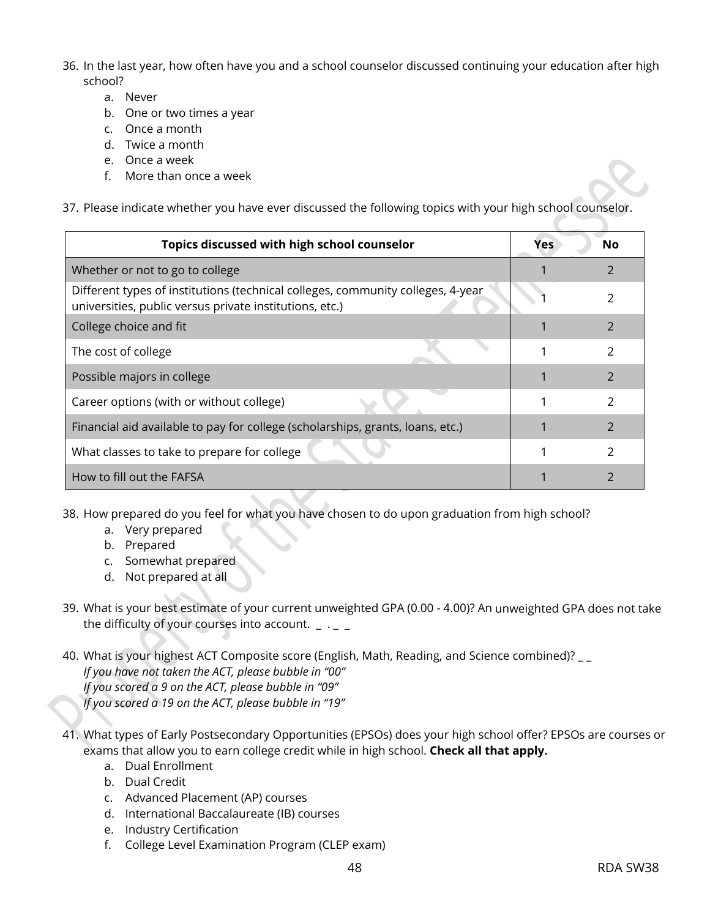36. In the last year, how often have you and a school counselor discussed continuing your education after high school?
    a. Never
    b. One or two times a year
    c. Once a month
    d. Twice a month
    e. Once a week
    f. More than once a week

37. Please indicate whether you have ever discussed the following topics with your high school counselor.

| Topics discussed with high school counselor | Yes | No |
|---|---|---|
| Whether or not to go to college | 1 | 2 |
| Different types of institutions (technical colleges, community colleges, 4-year universities, public versus private institutions, etc.) | 1 | 2 |
| College choice and fit | 1 | 2 |
| The cost of college | 1 | 2 |
| Possible majors in college | 1 | 2 |
| Career options (with or without college) | 1 | 2 |
| Financial aid available to pay for college (scholarships, grants, loans, etc.) | 1 | 2 |
| What classes to take to prepare for college | 1 | 2 |
| How to fill out the FAFSA | 1 | 2 |

38. How prepared do you feel for what you have chosen to do upon graduation from high school?
    a. Very prepared
    b. Prepared
    c. Somewhat prepared
    d. Not prepared at all

39. What is your best estimate of your current unweighted GPA (0.00 - 4.00)? An unweighted GPA does not take the difficulty of your courses into account. _ . _ _

40. What is your highest ACT Composite score (English, Math, Reading, and Science combined)? _ _
    *If you have not taken the ACT, please bubble in "00"*
    *If you scored a 9 on the ACT, please bubble in "09"*
    *If you scored a 19 on the ACT, please bubble in "19"*

41. What types of Early Postsecondary Opportunities (EPSOs) does your high school offer? EPSOs are courses or exams that allow you to earn college credit while in high school. **Check all that apply.**
    a. Dual Enrollment
    b. Dual Credit
    c. Advanced Placement (AP) courses
    d. International Baccalaureate (IB) courses
    e. Industry Certification
    f. College Level Examination Program (CLEP exam)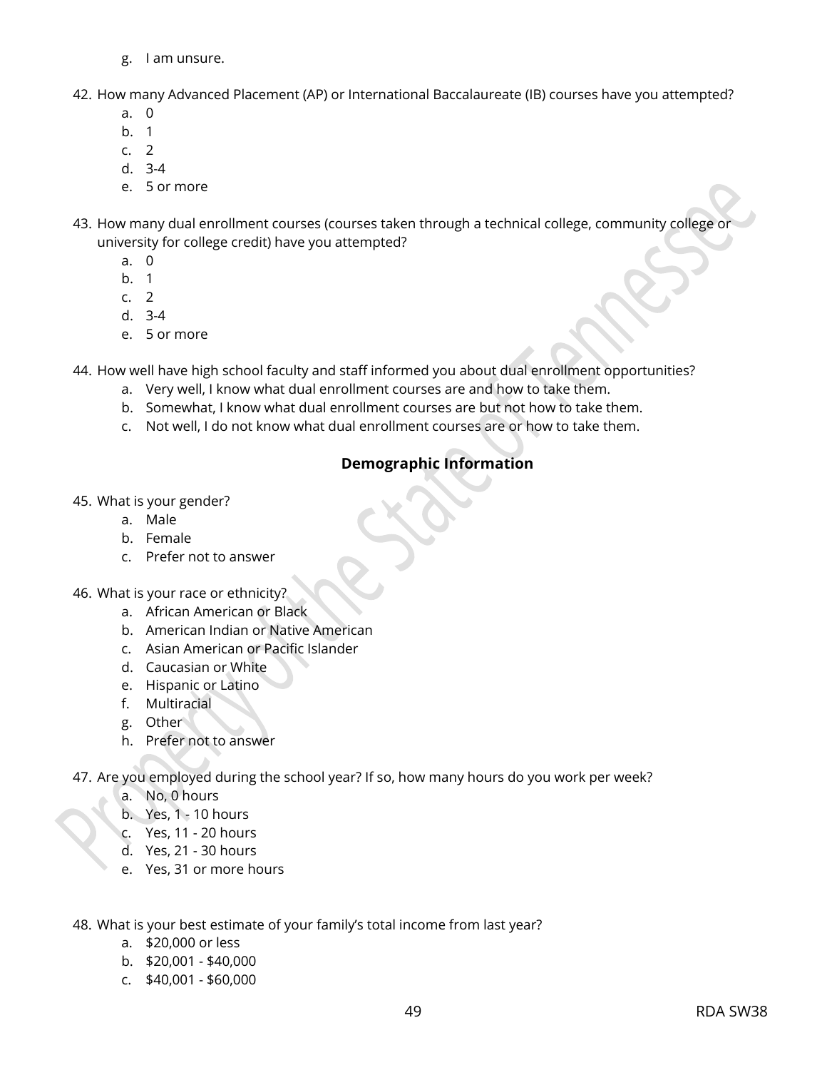g. I am unsure.

42. How many Advanced Placement (AP) or International Baccalaureate (IB) courses have you attempted?
    a. 0
    b. 1
    c. 2
    d. 3-4
    e. 5 or more

43. How many dual enrollment courses (courses taken through a technical college, community college or university for college credit) have you attempted?
    a. 0
    b. 1
    c. 2
    d. 3-4
    e. 5 or more

44. How well have high school faculty and staff informed you about dual enrollment opportunities?
    a. Very well, I know what dual enrollment courses are and how to take them.
    b. Somewhat, I know what dual enrollment courses are but not how to take them.
    c. Not well, I do not know what dual enrollment courses are or how to take them.

**Demographic Information**

45. What is your gender?
    a. Male
    b. Female
    c. Prefer not to answer

46. What is your race or ethnicity?
    a. African American or Black
    b. American Indian or Native American
    c. Asian American or Pacific Islander
    d. Caucasian or White
    e. Hispanic or Latino
    f. Multiracial
    g. Other
    h. Prefer not to answer

47. Are you employed during the school year? If so, how many hours do you work per week?
    a. No, 0 hours
    b. Yes, 1 - 10 hours
    c. Yes, 11 - 20 hours
    d. Yes, 21 - 30 hours
    e. Yes, 31 or more hours

48. What is your best estimate of your family's total income from last year?
    a. $20,000 or less
    b. $20,001 - $40,000
    c. $40,001 - $60,000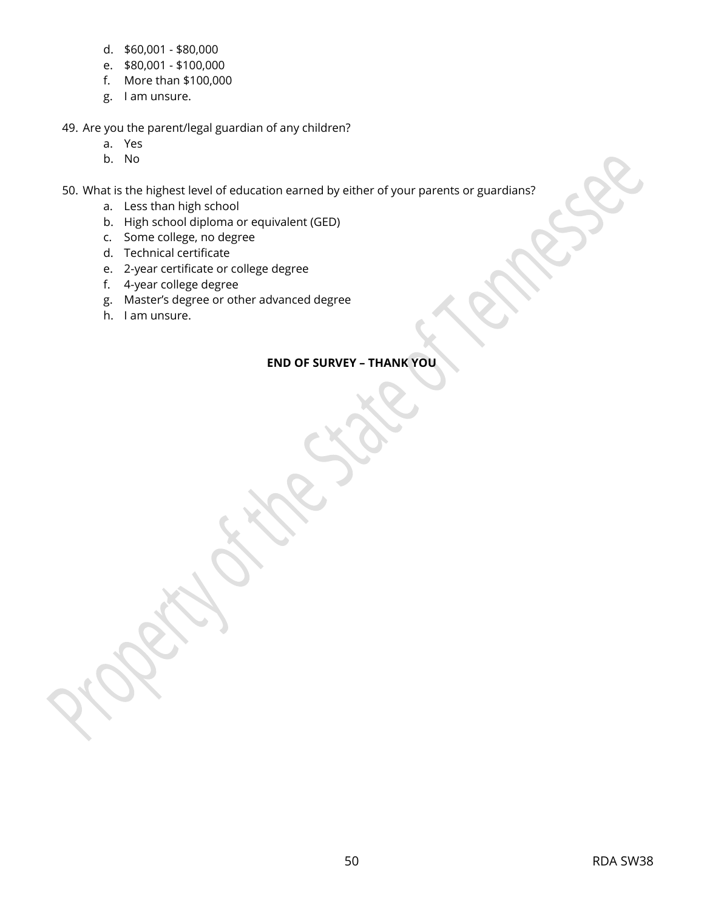d. $60,001 - $80,000
   e. $80,001 - $100,000
   f. More than $100,000
   g. I am unsure.

49. Are you the parent/legal guardian of any children?
   a. Yes
   b. No

50. What is the highest level of education earned by either of your parents or guardians?
   a. Less than high school
   b. High school diploma or equivalent (GED)
   c. Some college, no degree
   d. Technical certificate
   e. 2-year certificate or college degree
   f. 4-year college degree
   g. Master's degree or other advanced degree
   h. I am unsure.

**END OF SURVEY – THANK YOU**